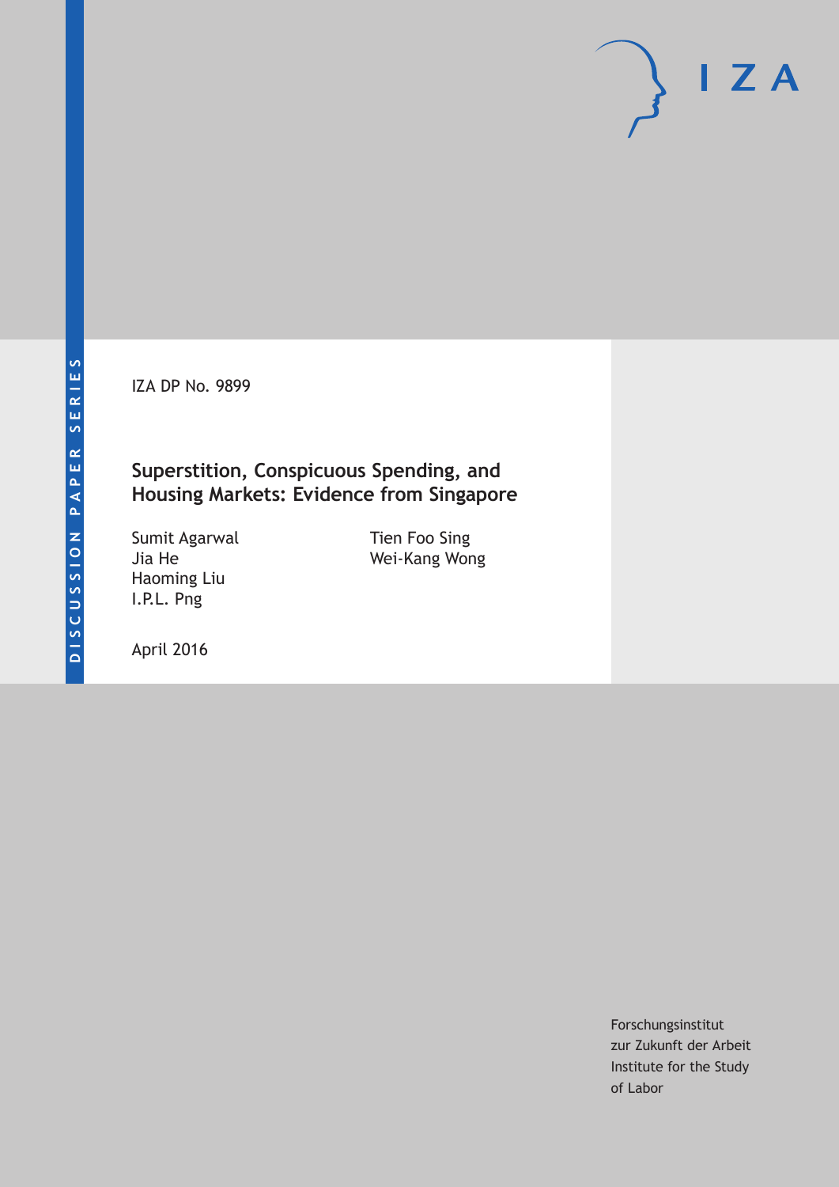DISCUSSION PAPER SERIES

IZA DP No. 9899

# Superstition, Conspicuous Spending, and Housing Markets: Evidence from Singapore

Sumit Agarwal
Jia He
Haoming Liu
I.P.L. Png
Tien Foo Sing
Wei-Kang Wong

April 2016

Forschungsinstitut
zur Zukunft der Arbeit
Institute for the Study
of Labor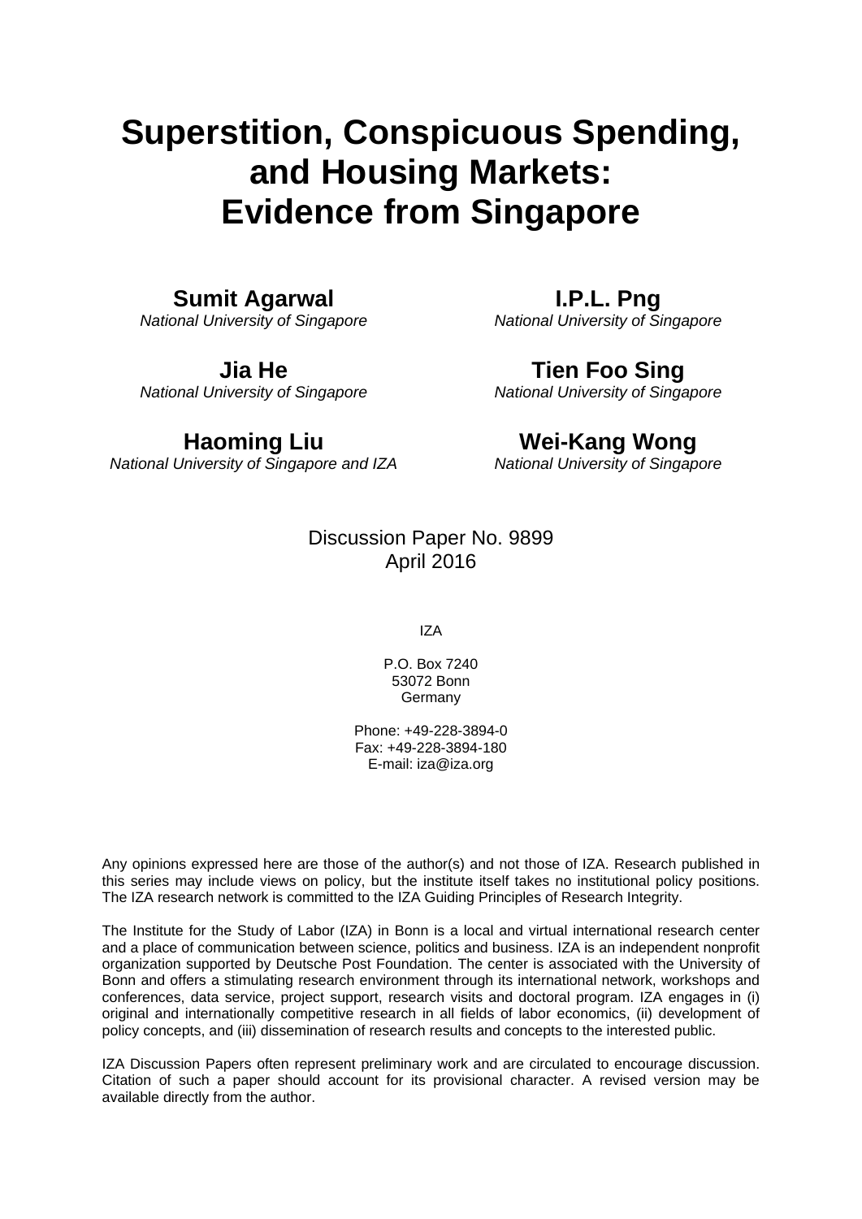# Superstition, Conspicuous Spending, and Housing Markets: Evidence from Singapore

**Sumit Agarwal**
*National University of Singapore*

**I.P.L. Png**
*National University of Singapore*

**Jia He**
*National University of Singapore*

**Tien Foo Sing**
*National University of Singapore*

**Haoming Liu**
*National University of Singapore and IZA*

**Wei-Kang Wong**
*National University of Singapore*

Discussion Paper No. 9899
April 2016

IZA

P.O. Box 7240
53072 Bonn
Germany

Phone: +49-228-3894-0
Fax: +49-228-3894-180
E-mail: iza@iza.org

Any opinions expressed here are those of the author(s) and not those of IZA. Research published in this series may include views on policy, but the institute itself takes no institutional policy positions. The IZA research network is committed to the IZA Guiding Principles of Research Integrity.

The Institute for the Study of Labor (IZA) in Bonn is a local and virtual international research center and a place of communication between science, politics and business. IZA is an independent nonprofit organization supported by Deutsche Post Foundation. The center is associated with the University of Bonn and offers a stimulating research environment through its international network, workshops and conferences, data service, project support, research visits and doctoral program. IZA engages in (i) original and internationally competitive research in all fields of labor economics, (ii) development of policy concepts, and (iii) dissemination of research results and concepts to the interested public.

IZA Discussion Papers often represent preliminary work and are circulated to encourage discussion. Citation of such a paper should account for its provisional character. A revised version may be available directly from the author.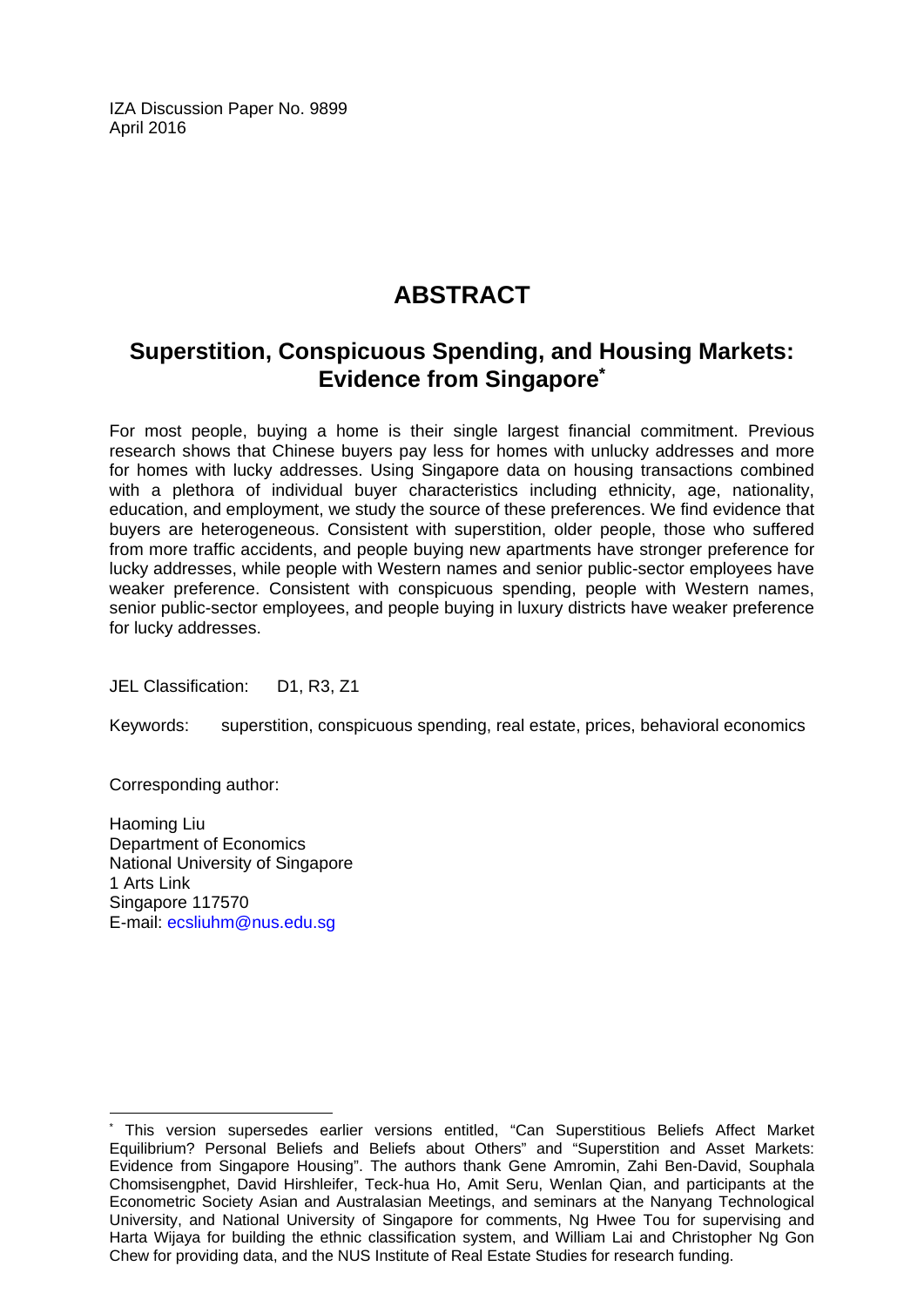IZA Discussion Paper No. 9899
April 2016

# ABSTRACT

## Superstition, Conspicuous Spending, and Housing Markets: Evidence from Singapore*

For most people, buying a home is their single largest financial commitment. Previous research shows that Chinese buyers pay less for homes with unlucky addresses and more for homes with lucky addresses. Using Singapore data on housing transactions combined with a plethora of individual buyer characteristics including ethnicity, age, nationality, education, and employment, we study the source of these preferences. We find evidence that buyers are heterogeneous. Consistent with superstition, older people, those who suffered from more traffic accidents, and people buying new apartments have stronger preference for lucky addresses, while people with Western names and senior public-sector employees have weaker preference. Consistent with conspicuous spending, people with Western names, senior public-sector employees, and people buying in luxury districts have weaker preference for lucky addresses.

JEL Classification: D1, R3, Z1

Keywords: superstition, conspicuous spending, real estate, prices, behavioral economics

Corresponding author:

Haoming Liu
Department of Economics
National University of Singapore
1 Arts Link
Singapore 117570
E-mail: ecsliuhm@nus.edu.sg

---

* This version supersedes earlier versions entitled, "Can Superstitious Beliefs Affect Market Equilibrium? Personal Beliefs and Beliefs about Others" and "Superstition and Asset Markets: Evidence from Singapore Housing". The authors thank Gene Amromin, Zahi Ben-David, Souphala Chomsisengphet, David Hirshleifer, Teck-hua Ho, Amit Seru, Wenlan Qian, and participants at the Econometric Society Asian and Australasian Meetings, and seminars at the Nanyang Technological University, and National University of Singapore for comments, Ng Hwee Tou for supervising and Harta Wijaya for building the ethnic classification system, and William Lai and Christopher Ng Gon Chew for providing data, and the NUS Institute of Real Estate Studies for research funding.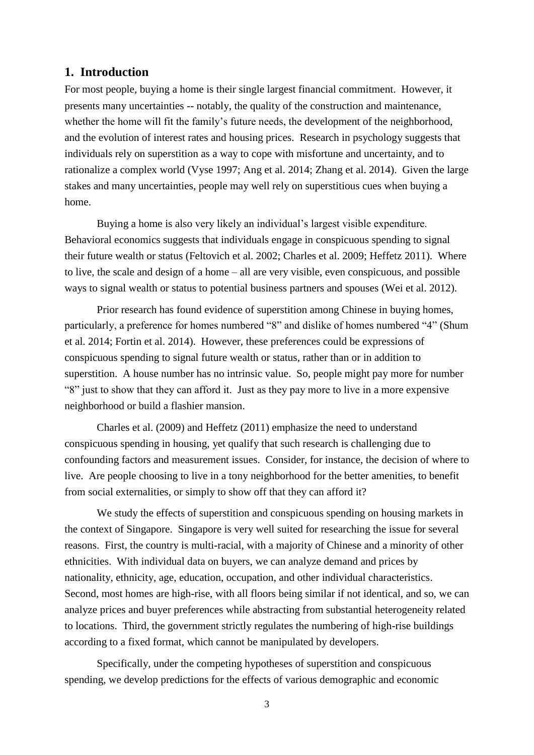## 1. Introduction

For most people, buying a home is their single largest financial commitment. However, it presents many uncertainties -- notably, the quality of the construction and maintenance, whether the home will fit the family's future needs, the development of the neighborhood, and the evolution of interest rates and housing prices. Research in psychology suggests that individuals rely on superstition as a way to cope with misfortune and uncertainty, and to rationalize a complex world (Vyse 1997; Ang et al. 2014; Zhang et al. 2014). Given the large stakes and many uncertainties, people may well rely on superstitious cues when buying a home.

Buying a home is also very likely an individual's largest visible expenditure. Behavioral economics suggests that individuals engage in conspicuous spending to signal their future wealth or status (Feltovich et al. 2002; Charles et al. 2009; Heffetz 2011). Where to live, the scale and design of a home – all are very visible, even conspicuous, and possible ways to signal wealth or status to potential business partners and spouses (Wei et al. 2012).

Prior research has found evidence of superstition among Chinese in buying homes, particularly, a preference for homes numbered "8" and dislike of homes numbered "4" (Shum et al. 2014; Fortin et al. 2014). However, these preferences could be expressions of conspicuous spending to signal future wealth or status, rather than or in addition to superstition. A house number has no intrinsic value. So, people might pay more for number "8" just to show that they can afford it. Just as they pay more to live in a more expensive neighborhood or build a flashier mansion.

Charles et al. (2009) and Heffetz (2011) emphasize the need to understand conspicuous spending in housing, yet qualify that such research is challenging due to confounding factors and measurement issues. Consider, for instance, the decision of where to live. Are people choosing to live in a tony neighborhood for the better amenities, to benefit from social externalities, or simply to show off that they can afford it?

We study the effects of superstition and conspicuous spending on housing markets in the context of Singapore. Singapore is very well suited for researching the issue for several reasons. First, the country is multi-racial, with a majority of Chinese and a minority of other ethnicities. With individual data on buyers, we can analyze demand and prices by nationality, ethnicity, age, education, occupation, and other individual characteristics. Second, most homes are high-rise, with all floors being similar if not identical, and so, we can analyze prices and buyer preferences while abstracting from substantial heterogeneity related to locations. Third, the government strictly regulates the numbering of high-rise buildings according to a fixed format, which cannot be manipulated by developers.

Specifically, under the competing hypotheses of superstition and conspicuous spending, we develop predictions for the effects of various demographic and economic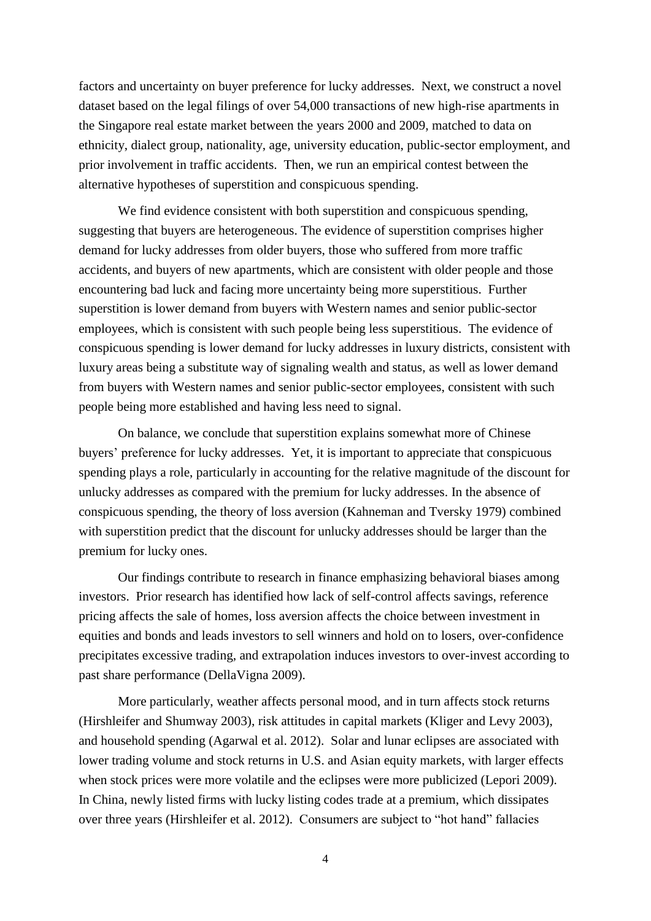factors and uncertainty on buyer preference for lucky addresses. Next, we construct a novel dataset based on the legal filings of over 54,000 transactions of new high-rise apartments in the Singapore real estate market between the years 2000 and 2009, matched to data on ethnicity, dialect group, nationality, age, university education, public-sector employment, and prior involvement in traffic accidents. Then, we run an empirical contest between the alternative hypotheses of superstition and conspicuous spending.

We find evidence consistent with both superstition and conspicuous spending, suggesting that buyers are heterogeneous. The evidence of superstition comprises higher demand for lucky addresses from older buyers, those who suffered from more traffic accidents, and buyers of new apartments, which are consistent with older people and those encountering bad luck and facing more uncertainty being more superstitious. Further superstition is lower demand from buyers with Western names and senior public-sector employees, which is consistent with such people being less superstitious. The evidence of conspicuous spending is lower demand for lucky addresses in luxury districts, consistent with luxury areas being a substitute way of signaling wealth and status, as well as lower demand from buyers with Western names and senior public-sector employees, consistent with such people being more established and having less need to signal.

On balance, we conclude that superstition explains somewhat more of Chinese buyers' preference for lucky addresses. Yet, it is important to appreciate that conspicuous spending plays a role, particularly in accounting for the relative magnitude of the discount for unlucky addresses as compared with the premium for lucky addresses. In the absence of conspicuous spending, the theory of loss aversion (Kahneman and Tversky 1979) combined with superstition predict that the discount for unlucky addresses should be larger than the premium for lucky ones.

Our findings contribute to research in finance emphasizing behavioral biases among investors. Prior research has identified how lack of self-control affects savings, reference pricing affects the sale of homes, loss aversion affects the choice between investment in equities and bonds and leads investors to sell winners and hold on to losers, over-confidence precipitates excessive trading, and extrapolation induces investors to over-invest according to past share performance (DellaVigna 2009).

More particularly, weather affects personal mood, and in turn affects stock returns (Hirshleifer and Shumway 2003), risk attitudes in capital markets (Kliger and Levy 2003), and household spending (Agarwal et al. 2012). Solar and lunar eclipses are associated with lower trading volume and stock returns in U.S. and Asian equity markets, with larger effects when stock prices were more volatile and the eclipses were more publicized (Lepori 2009). In China, newly listed firms with lucky listing codes trade at a premium, which dissipates over three years (Hirshleifer et al. 2012). Consumers are subject to "hot hand" fallacies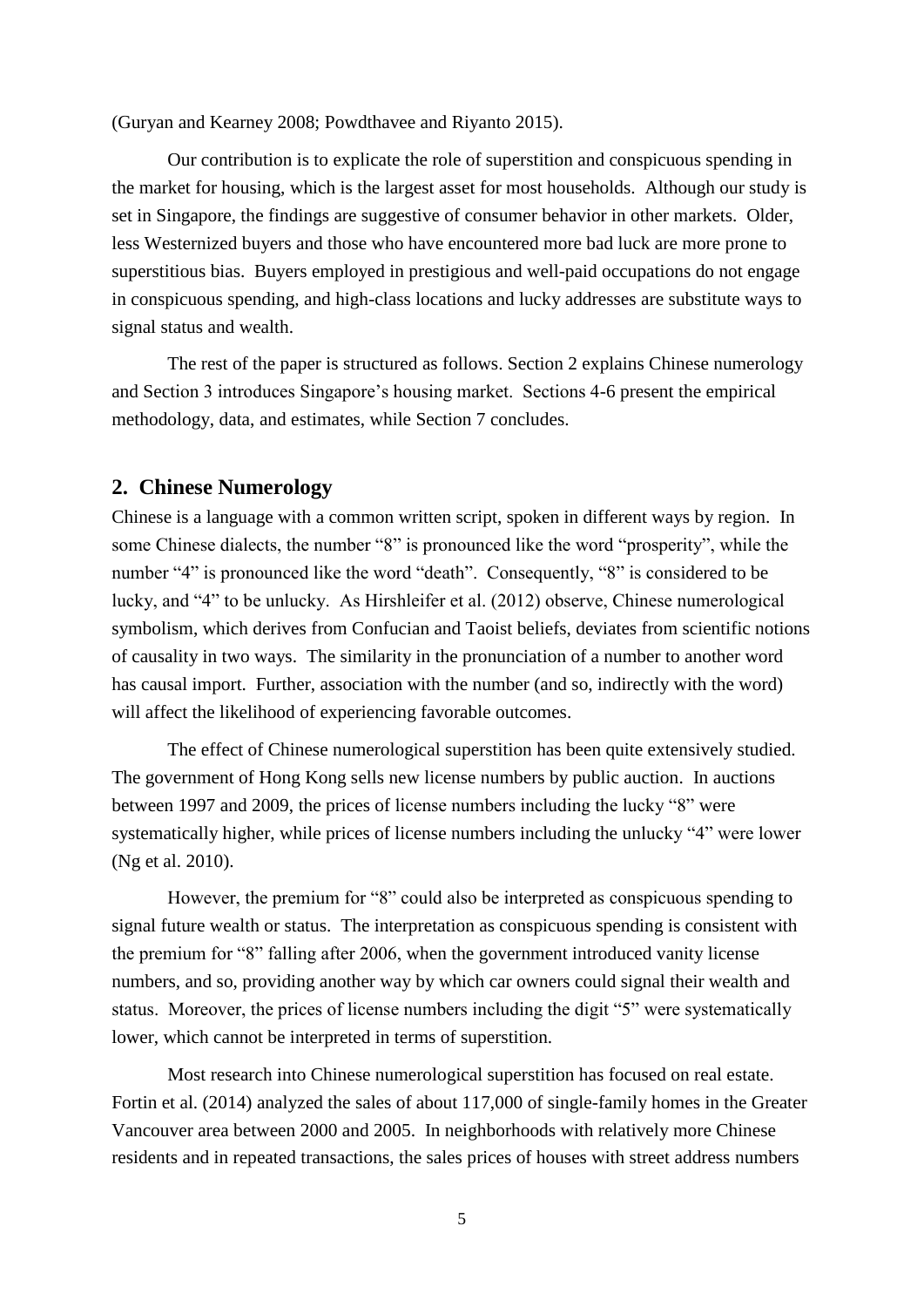(Guryan and Kearney 2008; Powdthavee and Riyanto 2015).

Our contribution is to explicate the role of superstition and conspicuous spending in the market for housing, which is the largest asset for most households. Although our study is set in Singapore, the findings are suggestive of consumer behavior in other markets. Older, less Westernized buyers and those who have encountered more bad luck are more prone to superstitious bias. Buyers employed in prestigious and well-paid occupations do not engage in conspicuous spending, and high-class locations and lucky addresses are substitute ways to signal status and wealth.

The rest of the paper is structured as follows. Section 2 explains Chinese numerology and Section 3 introduces Singapore's housing market. Sections 4-6 present the empirical methodology, data, and estimates, while Section 7 concludes.

## 2. Chinese Numerology

Chinese is a language with a common written script, spoken in different ways by region. In some Chinese dialects, the number "8" is pronounced like the word "prosperity", while the number "4" is pronounced like the word "death". Consequently, "8" is considered to be lucky, and "4" to be unlucky. As Hirshleifer et al. (2012) observe, Chinese numerological symbolism, which derives from Confucian and Taoist beliefs, deviates from scientific notions of causality in two ways. The similarity in the pronunciation of a number to another word has causal import. Further, association with the number (and so, indirectly with the word) will affect the likelihood of experiencing favorable outcomes.

The effect of Chinese numerological superstition has been quite extensively studied. The government of Hong Kong sells new license numbers by public auction. In auctions between 1997 and 2009, the prices of license numbers including the lucky "8" were systematically higher, while prices of license numbers including the unlucky "4" were lower (Ng et al. 2010).

However, the premium for "8" could also be interpreted as conspicuous spending to signal future wealth or status. The interpretation as conspicuous spending is consistent with the premium for "8" falling after 2006, when the government introduced vanity license numbers, and so, providing another way by which car owners could signal their wealth and status. Moreover, the prices of license numbers including the digit "5" were systematically lower, which cannot be interpreted in terms of superstition.

Most research into Chinese numerological superstition has focused on real estate. Fortin et al. (2014) analyzed the sales of about 117,000 of single-family homes in the Greater Vancouver area between 2000 and 2005. In neighborhoods with relatively more Chinese residents and in repeated transactions, the sales prices of houses with street address numbers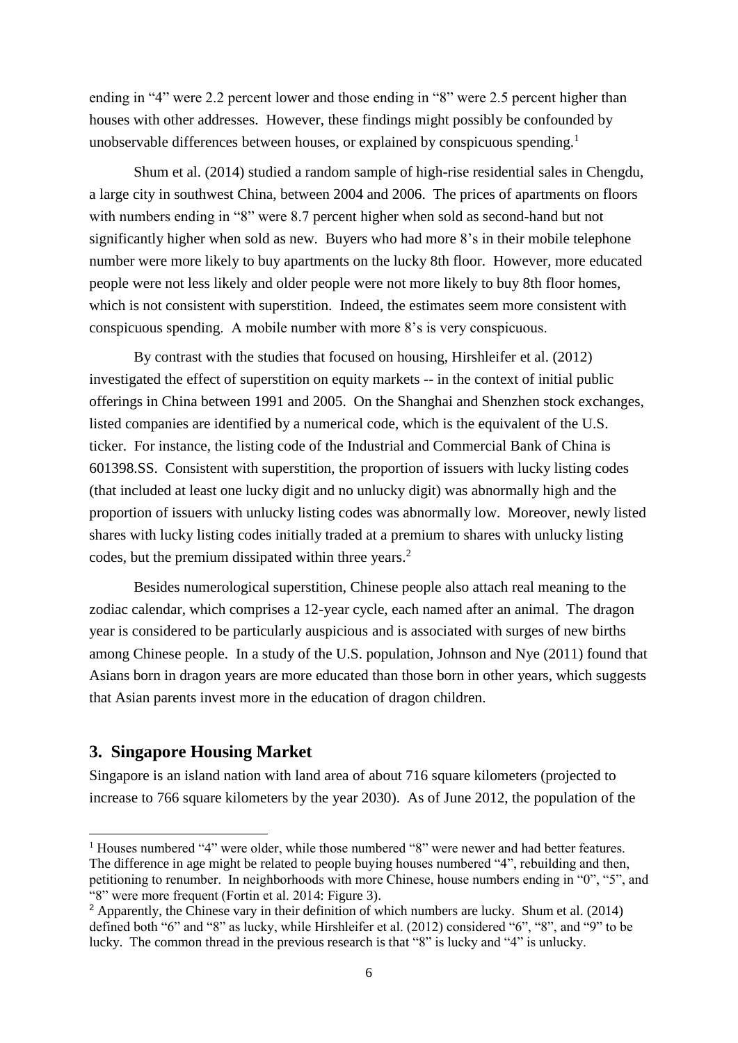ending in "4" were 2.2 percent lower and those ending in "8" were 2.5 percent higher than houses with other addresses. However, these findings might possibly be confounded by unobservable differences between houses, or explained by conspicuous spending.[1]

Shum et al. (2014) studied a random sample of high-rise residential sales in Chengdu, a large city in southwest China, between 2004 and 2006. The prices of apartments on floors with numbers ending in "8" were 8.7 percent higher when sold as second-hand but not significantly higher when sold as new. Buyers who had more 8's in their mobile telephone number were more likely to buy apartments on the lucky 8th floor. However, more educated people were not less likely and older people were not more likely to buy 8th floor homes, which is not consistent with superstition. Indeed, the estimates seem more consistent with conspicuous spending. A mobile number with more 8's is very conspicuous.

By contrast with the studies that focused on housing, Hirshleifer et al. (2012) investigated the effect of superstition on equity markets -- in the context of initial public offerings in China between 1991 and 2005. On the Shanghai and Shenzhen stock exchanges, listed companies are identified by a numerical code, which is the equivalent of the U.S. ticker. For instance, the listing code of the Industrial and Commercial Bank of China is 601398.SS. Consistent with superstition, the proportion of issuers with lucky listing codes (that included at least one lucky digit and no unlucky digit) was abnormally high and the proportion of issuers with unlucky listing codes was abnormally low. Moreover, newly listed shares with lucky listing codes initially traded at a premium to shares with unlucky listing codes, but the premium dissipated within three years.[2]

Besides numerological superstition, Chinese people also attach real meaning to the zodiac calendar, which comprises a 12-year cycle, each named after an animal. The dragon year is considered to be particularly auspicious and is associated with surges of new births among Chinese people. In a study of the U.S. population, Johnson and Nye (2011) found that Asians born in dragon years are more educated than those born in other years, which suggests that Asian parents invest more in the education of dragon children.

## 3. Singapore Housing Market

Singapore is an island nation with land area of about 716 square kilometers (projected to increase to 766 square kilometers by the year 2030). As of June 2012, the population of the

---

[1] Houses numbered "4" were older, while those numbered "8" were newer and had better features. The difference in age might be related to people buying houses numbered "4", rebuilding and then, petitioning to renumber. In neighborhoods with more Chinese, house numbers ending in "0", "5", and "8" were more frequent (Fortin et al. 2014: Figure 3).

[2] Apparently, the Chinese vary in their definition of which numbers are lucky. Shum et al. (2014) defined both "6" and "8" as lucky, while Hirshleifer et al. (2012) considered "6", "8", and "9" to be lucky. The common thread in the previous research is that "8" is lucky and "4" is unlucky.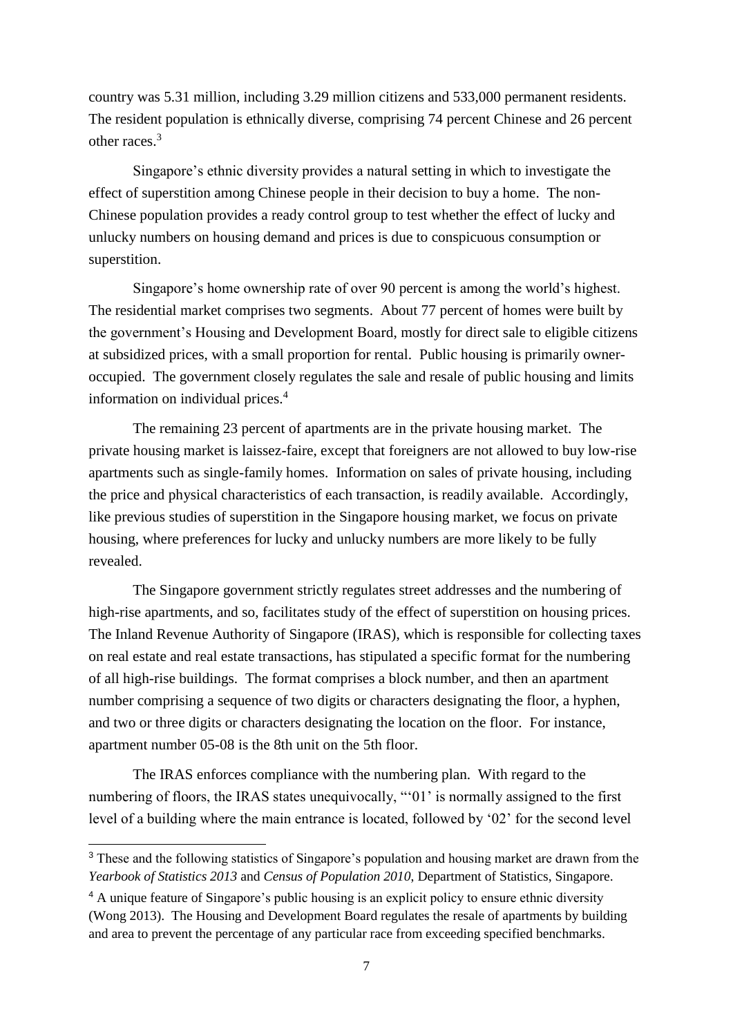country was 5.31 million, including 3.29 million citizens and 533,000 permanent residents. The resident population is ethnically diverse, comprising 74 percent Chinese and 26 percent other races.[3]

Singapore's ethnic diversity provides a natural setting in which to investigate the effect of superstition among Chinese people in their decision to buy a home. The non-Chinese population provides a ready control group to test whether the effect of lucky and unlucky numbers on housing demand and prices is due to conspicuous consumption or superstition.

Singapore's home ownership rate of over 90 percent is among the world's highest. The residential market comprises two segments. About 77 percent of homes were built by the government's Housing and Development Board, mostly for direct sale to eligible citizens at subsidized prices, with a small proportion for rental. Public housing is primarily owner-occupied. The government closely regulates the sale and resale of public housing and limits information on individual prices.[4]

The remaining 23 percent of apartments are in the private housing market. The private housing market is laissez-faire, except that foreigners are not allowed to buy low-rise apartments such as single-family homes. Information on sales of private housing, including the price and physical characteristics of each transaction, is readily available. Accordingly, like previous studies of superstition in the Singapore housing market, we focus on private housing, where preferences for lucky and unlucky numbers are more likely to be fully revealed.

The Singapore government strictly regulates street addresses and the numbering of high-rise apartments, and so, facilitates study of the effect of superstition on housing prices. The Inland Revenue Authority of Singapore (IRAS), which is responsible for collecting taxes on real estate and real estate transactions, has stipulated a specific format for the numbering of all high-rise buildings. The format comprises a block number, and then an apartment number comprising a sequence of two digits or characters designating the floor, a hyphen, and two or three digits or characters designating the location on the floor. For instance, apartment number 05-08 is the 8th unit on the 5th floor.

The IRAS enforces compliance with the numbering plan. With regard to the numbering of floors, the IRAS states unequivocally, "'01' is normally assigned to the first level of a building where the main entrance is located, followed by '02' for the second level

---

[3] These and the following statistics of Singapore's population and housing market are drawn from the *Yearbook of Statistics 2013* and *Census of Population 2010*, Department of Statistics, Singapore.

[4] A unique feature of Singapore's public housing is an explicit policy to ensure ethnic diversity (Wong 2013). The Housing and Development Board regulates the resale of apartments by building and area to prevent the percentage of any particular race from exceeding specified benchmarks.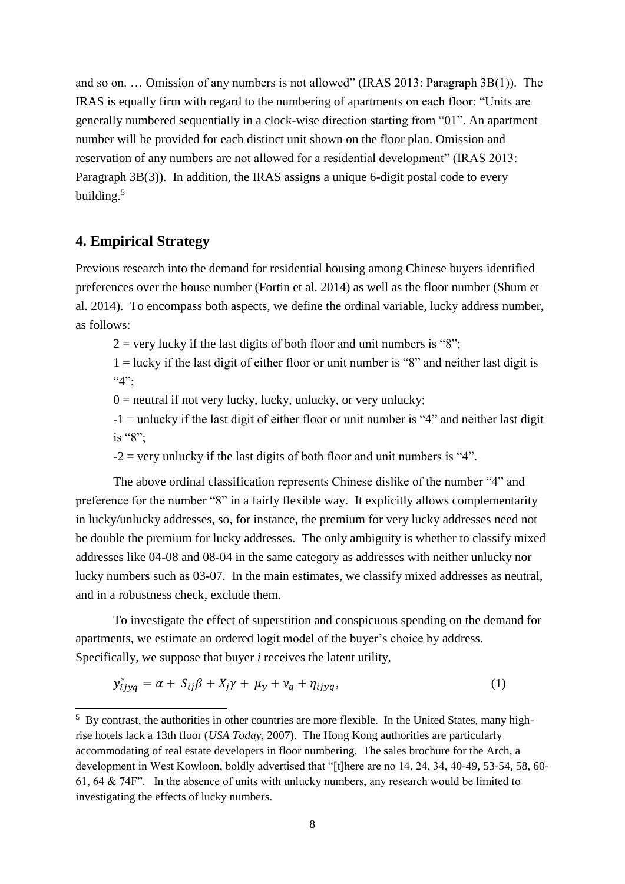and so on. … Omission of any numbers is not allowed" (IRAS 2013: Paragraph 3B(1)). The IRAS is equally firm with regard to the numbering of apartments on each floor: "Units are generally numbered sequentially in a clock-wise direction starting from "01". An apartment number will be provided for each distinct unit shown on the floor plan. Omission and reservation of any numbers are not allowed for a residential development" (IRAS 2013: Paragraph 3B(3)). In addition, the IRAS assigns a unique 6-digit postal code to every building.[5]

## 4. Empirical Strategy

Previous research into the demand for residential housing among Chinese buyers identified preferences over the house number (Fortin et al. 2014) as well as the floor number (Shum et al. 2014). To encompass both aspects, we define the ordinal variable, lucky address number, as follows:

2 = very lucky if the last digits of both floor and unit numbers is "8";

1 = lucky if the last digit of either floor or unit number is "8" and neither last digit is "4";

0 = neutral if not very lucky, lucky, unlucky, or very unlucky;

-1 = unlucky if the last digit of either floor or unit number is "4" and neither last digit is "8";

-2 = very unlucky if the last digits of both floor and unit numbers is "4".

The above ordinal classification represents Chinese dislike of the number "4" and preference for the number "8" in a fairly flexible way. It explicitly allows complementarity in lucky/unlucky addresses, so, for instance, the premium for very lucky addresses need not be double the premium for lucky addresses. The only ambiguity is whether to classify mixed addresses like 04-08 and 08-04 in the same category as addresses with neither unlucky nor lucky numbers such as 03-07. In the main estimates, we classify mixed addresses as neutral, and in a robustness check, exclude them.

To investigate the effect of superstition and conspicuous spending on the demand for apartments, we estimate an ordered logit model of the buyer's choice by address. Specifically, we suppose that buyer *i* receives the latent utility,

$$y^*_{ijyq} = \alpha + S_{ij}\beta + X_j\gamma + \mu_y + \nu_q + \eta_{ijyq}, \tag{1}$$

[5] By contrast, the authorities in other countries are more flexible. In the United States, many high-rise hotels lack a 13th floor (*USA Today*, 2007). The Hong Kong authorities are particularly accommodating of real estate developers in floor numbering. The sales brochure for the Arch, a development in West Kowloon, boldly advertised that "[t]here are no 14, 24, 34, 40-49, 53-54, 58, 60-61, 64 & 74F". In the absence of units with unlucky numbers, any research would be limited to investigating the effects of lucky numbers.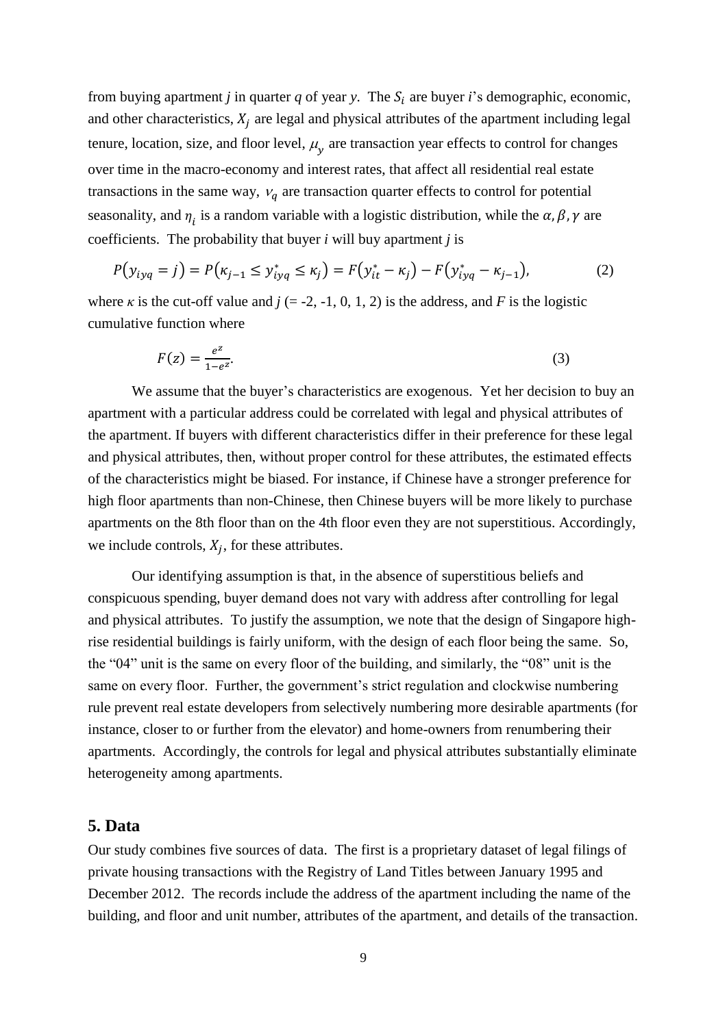from buying apartment *j* in quarter *q* of year *y*. The $S_i$ are buyer *i*'s demographic, economic, and other characteristics, $X_j$ are legal and physical attributes of the apartment including legal tenure, location, size, and floor level, $\mu_y$ are transaction year effects to control for changes over time in the macro-economy and interest rates, that affect all residential real estate transactions in the same way, $\nu_q$ are transaction quarter effects to control for potential seasonality, and $\eta_i$ is a random variable with a logistic distribution, while the $\alpha, \beta, \gamma$ are coefficients. The probability that buyer *i* will buy apartment *j* is

$$P(y_{iyq} = j) = P(\kappa_{j-1} \leq y^*_{iyq} \leq \kappa_j) = F(y^*_{it} - \kappa_j) - F(y^*_{iyq} - \kappa_{j-1}), \tag{2}$$

where $\kappa$ is the cut-off value and *j* (= -2, -1, 0, 1, 2) is the address, and *F* is the logistic cumulative function where

$$F(z) = \frac{e^z}{1-e^z}. \tag{3}$$

We assume that the buyer's characteristics are exogenous. Yet her decision to buy an apartment with a particular address could be correlated with legal and physical attributes of the apartment. If buyers with different characteristics differ in their preference for these legal and physical attributes, then, without proper control for these attributes, the estimated effects of the characteristics might be biased. For instance, if Chinese have a stronger preference for high floor apartments than non-Chinese, then Chinese buyers will be more likely to purchase apartments on the 8th floor than on the 4th floor even they are not superstitious. Accordingly, we include controls, $X_j$, for these attributes.

Our identifying assumption is that, in the absence of superstitious beliefs and conspicuous spending, buyer demand does not vary with address after controlling for legal and physical attributes. To justify the assumption, we note that the design of Singapore high-rise residential buildings is fairly uniform, with the design of each floor being the same. So, the "04" unit is the same on every floor of the building, and similarly, the "08" unit is the same on every floor. Further, the government's strict regulation and clockwise numbering rule prevent real estate developers from selectively numbering more desirable apartments (for instance, closer to or further from the elevator) and home-owners from renumbering their apartments. Accordingly, the controls for legal and physical attributes substantially eliminate heterogeneity among apartments.

## 5. Data

Our study combines five sources of data. The first is a proprietary dataset of legal filings of private housing transactions with the Registry of Land Titles between January 1995 and December 2012. The records include the address of the apartment including the name of the building, and floor and unit number, attributes of the apartment, and details of the transaction.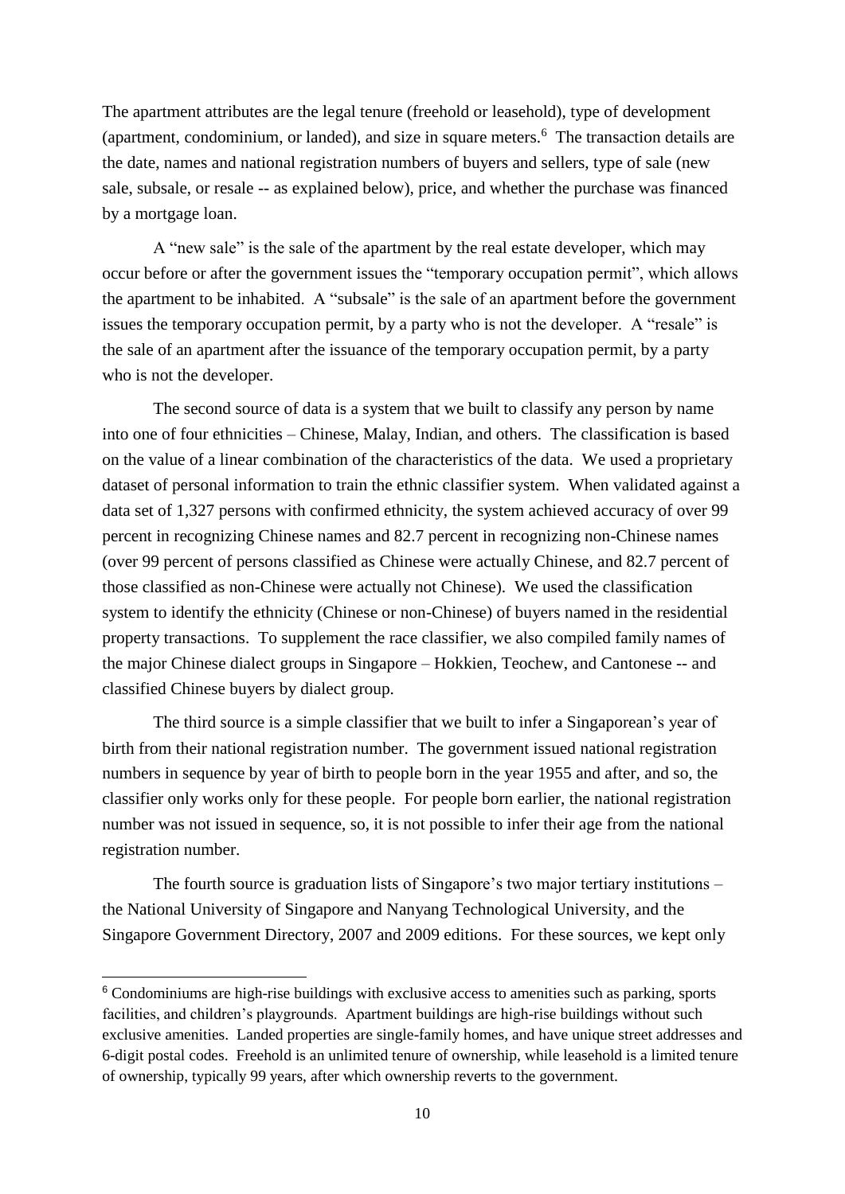The apartment attributes are the legal tenure (freehold or leasehold), type of development (apartment, condominium, or landed), and size in square meters.[6] The transaction details are the date, names and national registration numbers of buyers and sellers, type of sale (new sale, subsale, or resale -- as explained below), price, and whether the purchase was financed by a mortgage loan.

A "new sale" is the sale of the apartment by the real estate developer, which may occur before or after the government issues the "temporary occupation permit", which allows the apartment to be inhabited. A "subsale" is the sale of an apartment before the government issues the temporary occupation permit, by a party who is not the developer. A "resale" is the sale of an apartment after the issuance of the temporary occupation permit, by a party who is not the developer.

The second source of data is a system that we built to classify any person by name into one of four ethnicities – Chinese, Malay, Indian, and others. The classification is based on the value of a linear combination of the characteristics of the data. We used a proprietary dataset of personal information to train the ethnic classifier system. When validated against a data set of 1,327 persons with confirmed ethnicity, the system achieved accuracy of over 99 percent in recognizing Chinese names and 82.7 percent in recognizing non-Chinese names (over 99 percent of persons classified as Chinese were actually Chinese, and 82.7 percent of those classified as non-Chinese were actually not Chinese). We used the classification system to identify the ethnicity (Chinese or non-Chinese) of buyers named in the residential property transactions. To supplement the race classifier, we also compiled family names of the major Chinese dialect groups in Singapore – Hokkien, Teochew, and Cantonese -- and classified Chinese buyers by dialect group.

The third source is a simple classifier that we built to infer a Singaporean's year of birth from their national registration number. The government issued national registration numbers in sequence by year of birth to people born in the year 1955 and after, and so, the classifier only works only for these people. For people born earlier, the national registration number was not issued in sequence, so, it is not possible to infer their age from the national registration number.

The fourth source is graduation lists of Singapore's two major tertiary institutions – the National University of Singapore and Nanyang Technological University, and the Singapore Government Directory, 2007 and 2009 editions. For these sources, we kept only

---

[6] Condominiums are high-rise buildings with exclusive access to amenities such as parking, sports facilities, and children's playgrounds. Apartment buildings are high-rise buildings without such exclusive amenities. Landed properties are single-family homes, and have unique street addresses and 6-digit postal codes. Freehold is an unlimited tenure of ownership, while leasehold is a limited tenure of ownership, typically 99 years, after which ownership reverts to the government.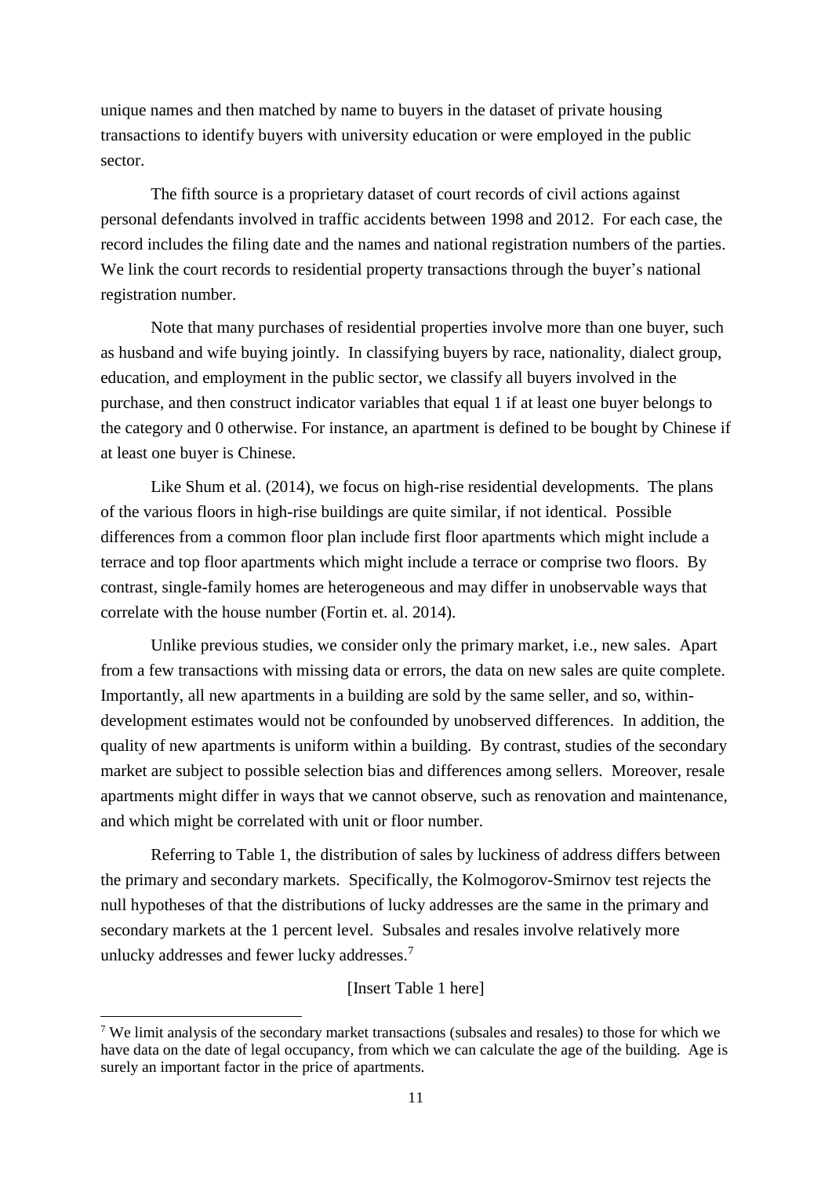unique names and then matched by name to buyers in the dataset of private housing transactions to identify buyers with university education or were employed in the public sector.

The fifth source is a proprietary dataset of court records of civil actions against personal defendants involved in traffic accidents between 1998 and 2012. For each case, the record includes the filing date and the names and national registration numbers of the parties. We link the court records to residential property transactions through the buyer's national registration number.

Note that many purchases of residential properties involve more than one buyer, such as husband and wife buying jointly. In classifying buyers by race, nationality, dialect group, education, and employment in the public sector, we classify all buyers involved in the purchase, and then construct indicator variables that equal 1 if at least one buyer belongs to the category and 0 otherwise. For instance, an apartment is defined to be bought by Chinese if at least one buyer is Chinese.

Like Shum et al. (2014), we focus on high-rise residential developments. The plans of the various floors in high-rise buildings are quite similar, if not identical. Possible differences from a common floor plan include first floor apartments which might include a terrace and top floor apartments which might include a terrace or comprise two floors. By contrast, single-family homes are heterogeneous and may differ in unobservable ways that correlate with the house number (Fortin et. al. 2014).

Unlike previous studies, we consider only the primary market, i.e., new sales. Apart from a few transactions with missing data or errors, the data on new sales are quite complete. Importantly, all new apartments in a building are sold by the same seller, and so, within-development estimates would not be confounded by unobserved differences. In addition, the quality of new apartments is uniform within a building. By contrast, studies of the secondary market are subject to possible selection bias and differences among sellers. Moreover, resale apartments might differ in ways that we cannot observe, such as renovation and maintenance, and which might be correlated with unit or floor number.

Referring to Table 1, the distribution of sales by luckiness of address differs between the primary and secondary markets. Specifically, the Kolmogorov-Smirnov test rejects the null hypotheses of that the distributions of lucky addresses are the same in the primary and secondary markets at the 1 percent level. Subsales and resales involve relatively more unlucky addresses and fewer lucky addresses.[7]

[Insert Table 1 here]

[7] We limit analysis of the secondary market transactions (subsales and resales) to those for which we have data on the date of legal occupancy, from which we can calculate the age of the building. Age is surely an important factor in the price of apartments.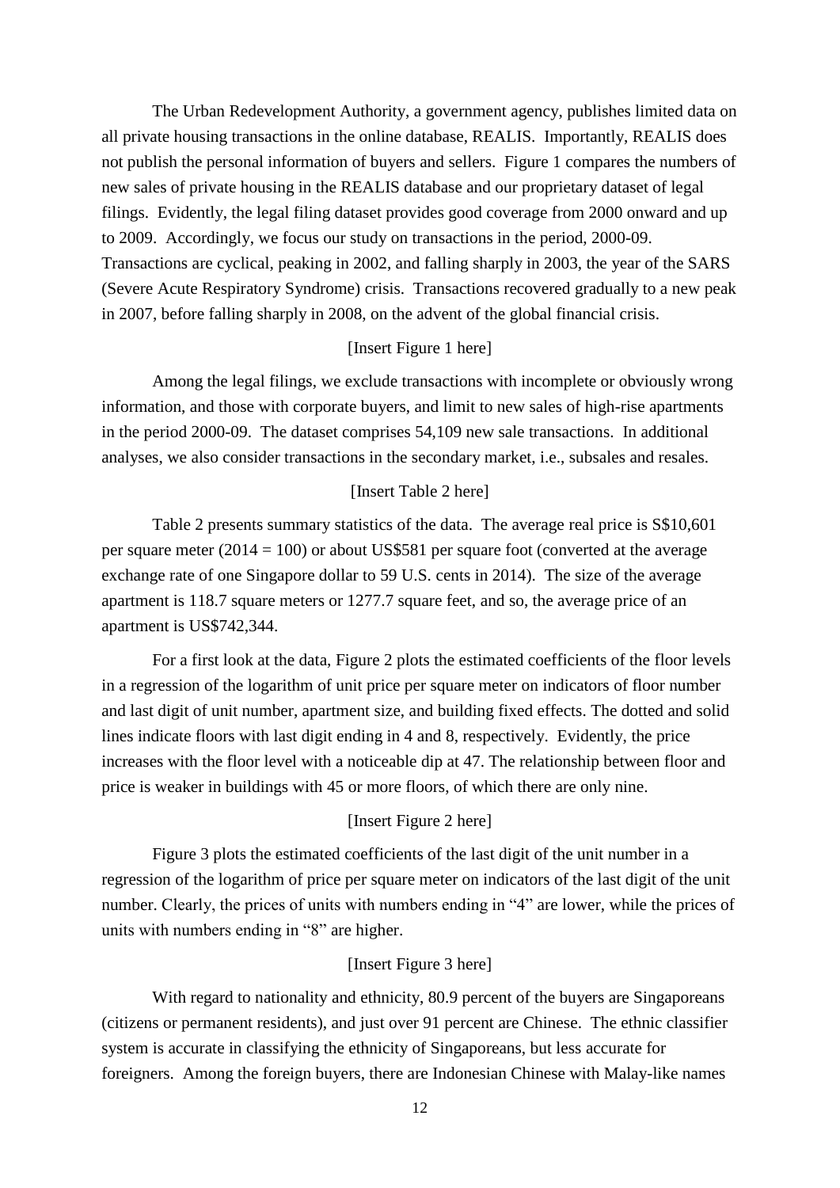The Urban Redevelopment Authority, a government agency, publishes limited data on all private housing transactions in the online database, REALIS. Importantly, REALIS does not publish the personal information of buyers and sellers. Figure 1 compares the numbers of new sales of private housing in the REALIS database and our proprietary dataset of legal filings. Evidently, the legal filing dataset provides good coverage from 2000 onward and up to 2009. Accordingly, we focus our study on transactions in the period, 2000-09. Transactions are cyclical, peaking in 2002, and falling sharply in 2003, the year of the SARS (Severe Acute Respiratory Syndrome) crisis. Transactions recovered gradually to a new peak in 2007, before falling sharply in 2008, on the advent of the global financial crisis.

[Insert Figure 1 here]

Among the legal filings, we exclude transactions with incomplete or obviously wrong information, and those with corporate buyers, and limit to new sales of high-rise apartments in the period 2000-09. The dataset comprises 54,109 new sale transactions. In additional analyses, we also consider transactions in the secondary market, i.e., subsales and resales.

[Insert Table 2 here]

Table 2 presents summary statistics of the data. The average real price is S$10,601 per square meter (2014 = 100) or about US$581 per square foot (converted at the average exchange rate of one Singapore dollar to 59 U.S. cents in 2014). The size of the average apartment is 118.7 square meters or 1277.7 square feet, and so, the average price of an apartment is US$742,344.

For a first look at the data, Figure 2 plots the estimated coefficients of the floor levels in a regression of the logarithm of unit price per square meter on indicators of floor number and last digit of unit number, apartment size, and building fixed effects. The dotted and solid lines indicate floors with last digit ending in 4 and 8, respectively. Evidently, the price increases with the floor level with a noticeable dip at 47. The relationship between floor and price is weaker in buildings with 45 or more floors, of which there are only nine.

[Insert Figure 2 here]

Figure 3 plots the estimated coefficients of the last digit of the unit number in a regression of the logarithm of price per square meter on indicators of the last digit of the unit number. Clearly, the prices of units with numbers ending in "4" are lower, while the prices of units with numbers ending in "8" are higher.

[Insert Figure 3 here]

With regard to nationality and ethnicity, 80.9 percent of the buyers are Singaporeans (citizens or permanent residents), and just over 91 percent are Chinese. The ethnic classifier system is accurate in classifying the ethnicity of Singaporeans, but less accurate for foreigners. Among the foreign buyers, there are Indonesian Chinese with Malay-like names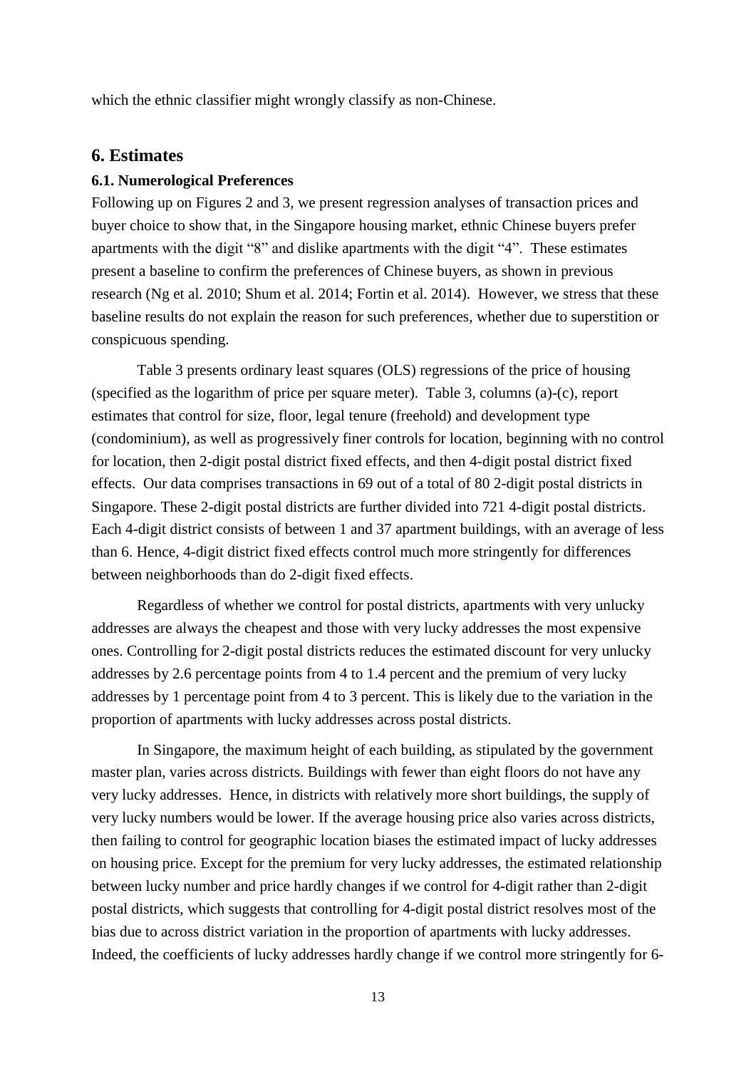which the ethnic classifier might wrongly classify as non-Chinese.

## 6. Estimates

### 6.1. Numerological Preferences

Following up on Figures 2 and 3, we present regression analyses of transaction prices and buyer choice to show that, in the Singapore housing market, ethnic Chinese buyers prefer apartments with the digit "8" and dislike apartments with the digit "4". These estimates present a baseline to confirm the preferences of Chinese buyers, as shown in previous research (Ng et al. 2010; Shum et al. 2014; Fortin et al. 2014). However, we stress that these baseline results do not explain the reason for such preferences, whether due to superstition or conspicuous spending.

Table 3 presents ordinary least squares (OLS) regressions of the price of housing (specified as the logarithm of price per square meter). Table 3, columns (a)-(c), report estimates that control for size, floor, legal tenure (freehold) and development type (condominium), as well as progressively finer controls for location, beginning with no control for location, then 2-digit postal district fixed effects, and then 4-digit postal district fixed effects. Our data comprises transactions in 69 out of a total of 80 2-digit postal districts in Singapore. These 2-digit postal districts are further divided into 721 4-digit postal districts. Each 4-digit district consists of between 1 and 37 apartment buildings, with an average of less than 6. Hence, 4-digit district fixed effects control much more stringently for differences between neighborhoods than do 2-digit fixed effects.

Regardless of whether we control for postal districts, apartments with very unlucky addresses are always the cheapest and those with very lucky addresses the most expensive ones. Controlling for 2-digit postal districts reduces the estimated discount for very unlucky addresses by 2.6 percentage points from 4 to 1.4 percent and the premium of very lucky addresses by 1 percentage point from 4 to 3 percent. This is likely due to the variation in the proportion of apartments with lucky addresses across postal districts.

In Singapore, the maximum height of each building, as stipulated by the government master plan, varies across districts. Buildings with fewer than eight floors do not have any very lucky addresses. Hence, in districts with relatively more short buildings, the supply of very lucky numbers would be lower. If the average housing price also varies across districts, then failing to control for geographic location biases the estimated impact of lucky addresses on housing price. Except for the premium for very lucky addresses, the estimated relationship between lucky number and price hardly changes if we control for 4-digit rather than 2-digit postal districts, which suggests that controlling for 4-digit postal district resolves most of the bias due to across district variation in the proportion of apartments with lucky addresses. Indeed, the coefficients of lucky addresses hardly change if we control more stringently for 6-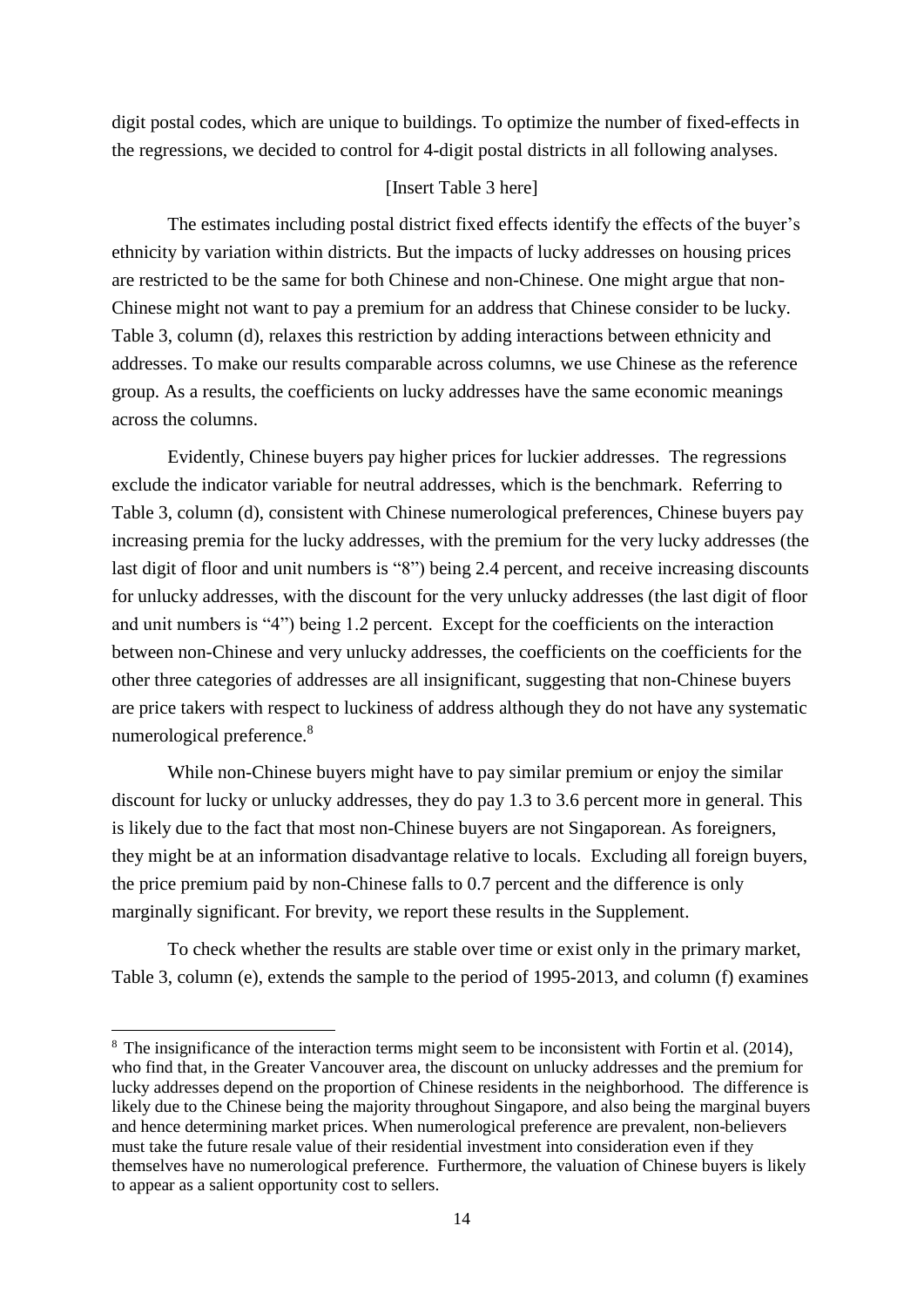digit postal codes, which are unique to buildings. To optimize the number of fixed-effects in the regressions, we decided to control for 4-digit postal districts in all following analyses.

[Insert Table 3 here]

The estimates including postal district fixed effects identify the effects of the buyer's ethnicity by variation within districts. But the impacts of lucky addresses on housing prices are restricted to be the same for both Chinese and non-Chinese. One might argue that non-Chinese might not want to pay a premium for an address that Chinese consider to be lucky. Table 3, column (d), relaxes this restriction by adding interactions between ethnicity and addresses. To make our results comparable across columns, we use Chinese as the reference group. As a results, the coefficients on lucky addresses have the same economic meanings across the columns.

Evidently, Chinese buyers pay higher prices for luckier addresses. The regressions exclude the indicator variable for neutral addresses, which is the benchmark. Referring to Table 3, column (d), consistent with Chinese numerological preferences, Chinese buyers pay increasing premia for the lucky addresses, with the premium for the very lucky addresses (the last digit of floor and unit numbers is "8") being 2.4 percent, and receive increasing discounts for unlucky addresses, with the discount for the very unlucky addresses (the last digit of floor and unit numbers is "4") being 1.2 percent. Except for the coefficients on the interaction between non-Chinese and very unlucky addresses, the coefficients on the coefficients for the other three categories of addresses are all insignificant, suggesting that non-Chinese buyers are price takers with respect to luckiness of address although they do not have any systematic numerological preference.[8]

While non-Chinese buyers might have to pay similar premium or enjoy the similar discount for lucky or unlucky addresses, they do pay 1.3 to 3.6 percent more in general. This is likely due to the fact that most non-Chinese buyers are not Singaporean. As foreigners, they might be at an information disadvantage relative to locals. Excluding all foreign buyers, the price premium paid by non-Chinese falls to 0.7 percent and the difference is only marginally significant. For brevity, we report these results in the Supplement.

To check whether the results are stable over time or exist only in the primary market, Table 3, column (e), extends the sample to the period of 1995-2013, and column (f) examines

[8] The insignificance of the interaction terms might seem to be inconsistent with Fortin et al. (2014), who find that, in the Greater Vancouver area, the discount on unlucky addresses and the premium for lucky addresses depend on the proportion of Chinese residents in the neighborhood. The difference is likely due to the Chinese being the majority throughout Singapore, and also being the marginal buyers and hence determining market prices. When numerological preference are prevalent, non-believers must take the future resale value of their residential investment into consideration even if they themselves have no numerological preference. Furthermore, the valuation of Chinese buyers is likely to appear as a salient opportunity cost to sellers.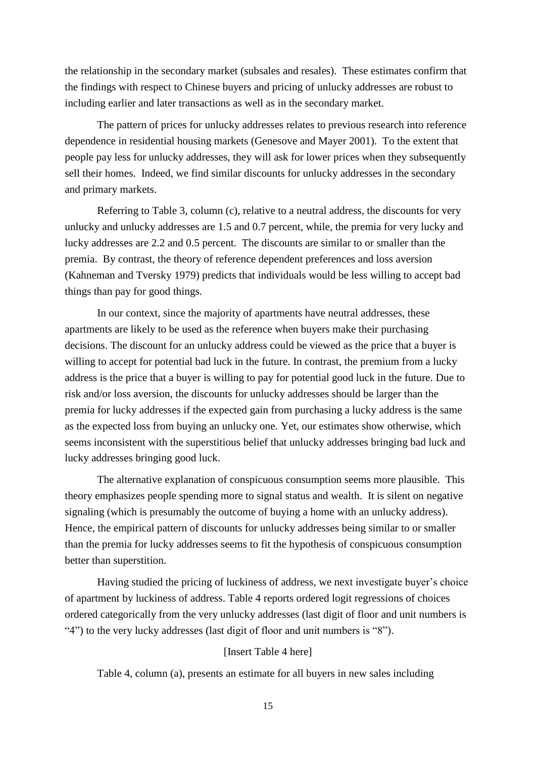the relationship in the secondary market (subsales and resales). These estimates confirm that the findings with respect to Chinese buyers and pricing of unlucky addresses are robust to including earlier and later transactions as well as in the secondary market.

The pattern of prices for unlucky addresses relates to previous research into reference dependence in residential housing markets (Genesove and Mayer 2001). To the extent that people pay less for unlucky addresses, they will ask for lower prices when they subsequently sell their homes. Indeed, we find similar discounts for unlucky addresses in the secondary and primary markets.

Referring to Table 3, column (c), relative to a neutral address, the discounts for very unlucky and unlucky addresses are 1.5 and 0.7 percent, while, the premia for very lucky and lucky addresses are 2.2 and 0.5 percent. The discounts are similar to or smaller than the premia. By contrast, the theory of reference dependent preferences and loss aversion (Kahneman and Tversky 1979) predicts that individuals would be less willing to accept bad things than pay for good things.

In our context, since the majority of apartments have neutral addresses, these apartments are likely to be used as the reference when buyers make their purchasing decisions. The discount for an unlucky address could be viewed as the price that a buyer is willing to accept for potential bad luck in the future. In contrast, the premium from a lucky address is the price that a buyer is willing to pay for potential good luck in the future. Due to risk and/or loss aversion, the discounts for unlucky addresses should be larger than the premia for lucky addresses if the expected gain from purchasing a lucky address is the same as the expected loss from buying an unlucky one. Yet, our estimates show otherwise, which seems inconsistent with the superstitious belief that unlucky addresses bringing bad luck and lucky addresses bringing good luck.

The alternative explanation of conspicuous consumption seems more plausible. This theory emphasizes people spending more to signal status and wealth. It is silent on negative signaling (which is presumably the outcome of buying a home with an unlucky address). Hence, the empirical pattern of discounts for unlucky addresses being similar to or smaller than the premia for lucky addresses seems to fit the hypothesis of conspicuous consumption better than superstition.

Having studied the pricing of luckiness of address, we next investigate buyer's choice of apartment by luckiness of address. Table 4 reports ordered logit regressions of choices ordered categorically from the very unlucky addresses (last digit of floor and unit numbers is "4") to the very lucky addresses (last digit of floor and unit numbers is "8").

[Insert Table 4 here]

Table 4, column (a), presents an estimate for all buyers in new sales including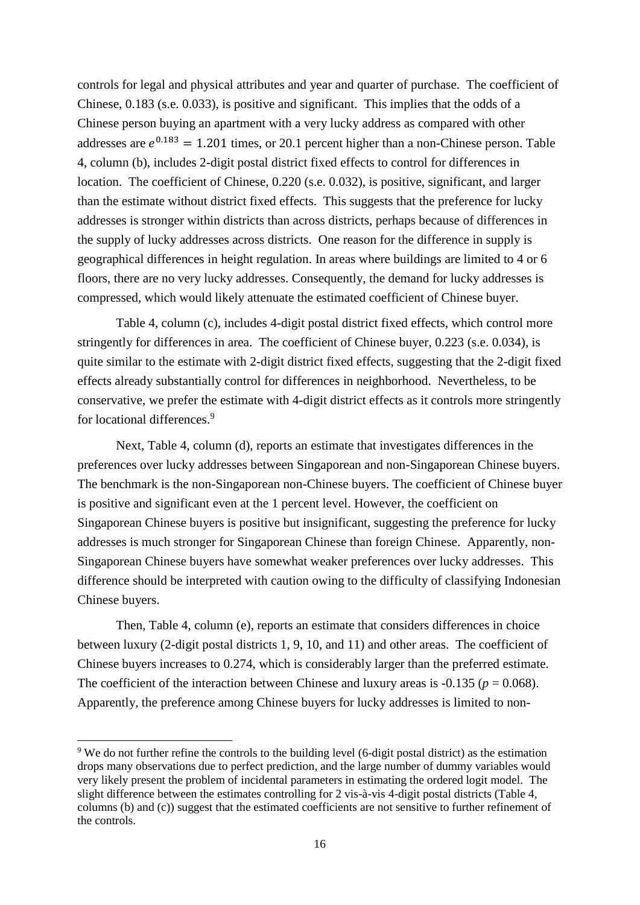controls for legal and physical attributes and year and quarter of purchase. The coefficient of Chinese, 0.183 (s.e. 0.033), is positive and significant. This implies that the odds of a Chinese person buying an apartment with a very lucky address as compared with other addresses are $e^{0.183} = 1.201$ times, or 20.1 percent higher than a non-Chinese person. Table 4, column (b), includes 2-digit postal district fixed effects to control for differences in location. The coefficient of Chinese, 0.220 (s.e. 0.032), is positive, significant, and larger than the estimate without district fixed effects. This suggests that the preference for lucky addresses is stronger within districts than across districts, perhaps because of differences in the supply of lucky addresses across districts. One reason for the difference in supply is geographical differences in height regulation. In areas where buildings are limited to 4 or 6 floors, there are no very lucky addresses. Consequently, the demand for lucky addresses is compressed, which would likely attenuate the estimated coefficient of Chinese buyer.

Table 4, column (c), includes 4-digit postal district fixed effects, which control more stringently for differences in area. The coefficient of Chinese buyer, 0.223 (s.e. 0.034), is quite similar to the estimate with 2-digit district fixed effects, suggesting that the 2-digit fixed effects already substantially control for differences in neighborhood. Nevertheless, to be conservative, we prefer the estimate with 4-digit district effects as it controls more stringently for locational differences.[9]

Next, Table 4, column (d), reports an estimate that investigates differences in the preferences over lucky addresses between Singaporean and non-Singaporean Chinese buyers. The benchmark is the non-Singaporean non-Chinese buyers. The coefficient of Chinese buyer is positive and significant even at the 1 percent level. However, the coefficient on Singaporean Chinese buyers is positive but insignificant, suggesting the preference for lucky addresses is much stronger for Singaporean Chinese than foreign Chinese. Apparently, non-Singaporean Chinese buyers have somewhat weaker preferences over lucky addresses. This difference should be interpreted with caution owing to the difficulty of classifying Indonesian Chinese buyers.

Then, Table 4, column (e), reports an estimate that considers differences in choice between luxury (2-digit postal districts 1, 9, 10, and 11) and other areas. The coefficient of Chinese buyers increases to 0.274, which is considerably larger than the preferred estimate. The coefficient of the interaction between Chinese and luxury areas is -0.135 ($p = 0.068$). Apparently, the preference among Chinese buyers for lucky addresses is limited to non-

[9] We do not further refine the controls to the building level (6-digit postal district) as the estimation drops many observations due to perfect prediction, and the large number of dummy variables would very likely present the problem of incidental parameters in estimating the ordered logit model. The slight difference between the estimates controlling for 2 vis-à-vis 4-digit postal districts (Table 4, columns (b) and (c)) suggest that the estimated coefficients are not sensitive to further refinement of the controls.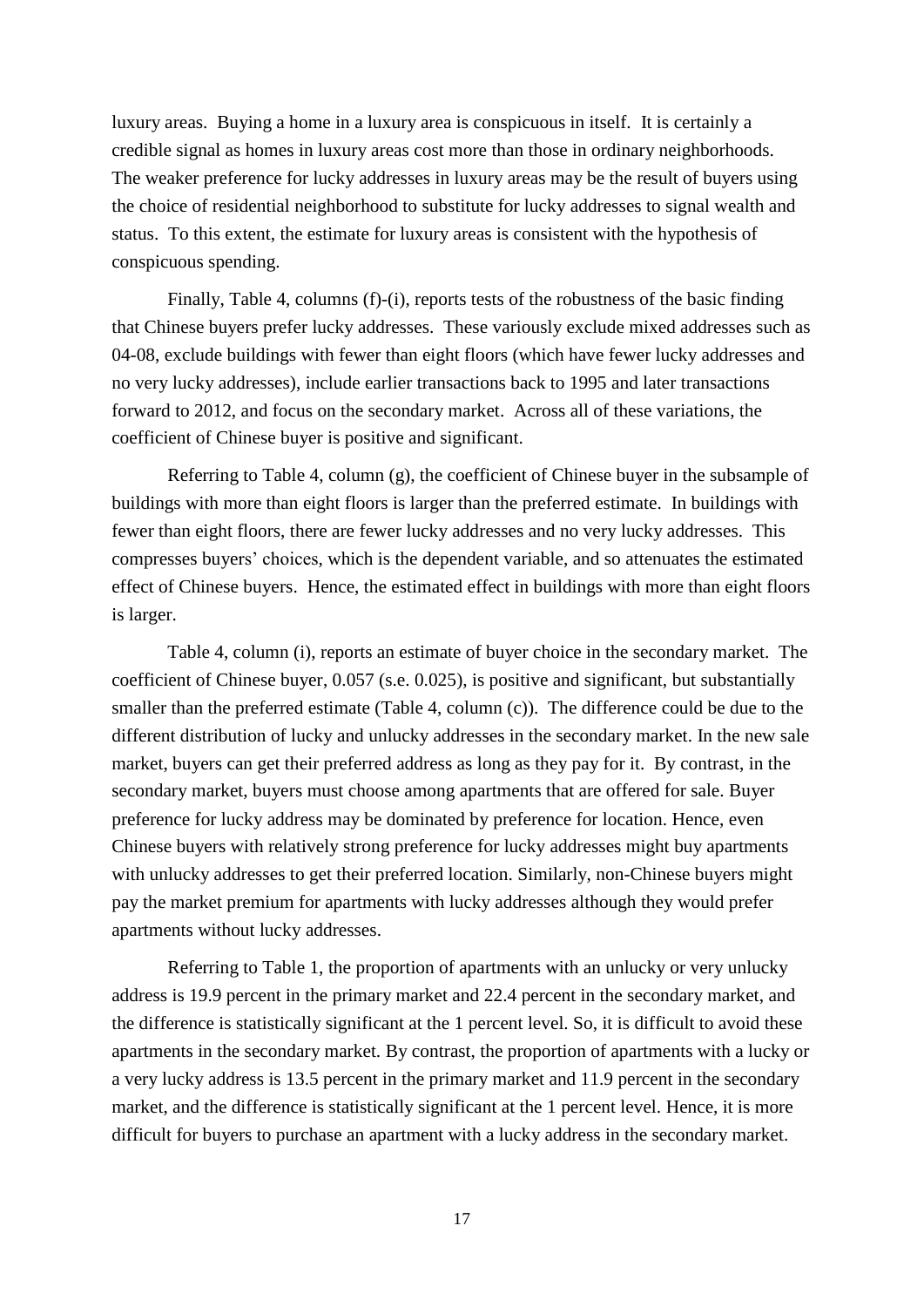luxury areas. Buying a home in a luxury area is conspicuous in itself. It is certainly a credible signal as homes in luxury areas cost more than those in ordinary neighborhoods. The weaker preference for lucky addresses in luxury areas may be the result of buyers using the choice of residential neighborhood to substitute for lucky addresses to signal wealth and status. To this extent, the estimate for luxury areas is consistent with the hypothesis of conspicuous spending.

Finally, Table 4, columns (f)-(i), reports tests of the robustness of the basic finding that Chinese buyers prefer lucky addresses. These variously exclude mixed addresses such as 04-08, exclude buildings with fewer than eight floors (which have fewer lucky addresses and no very lucky addresses), include earlier transactions back to 1995 and later transactions forward to 2012, and focus on the secondary market. Across all of these variations, the coefficient of Chinese buyer is positive and significant.

Referring to Table 4, column (g), the coefficient of Chinese buyer in the subsample of buildings with more than eight floors is larger than the preferred estimate. In buildings with fewer than eight floors, there are fewer lucky addresses and no very lucky addresses. This compresses buyers' choices, which is the dependent variable, and so attenuates the estimated effect of Chinese buyers. Hence, the estimated effect in buildings with more than eight floors is larger.

Table 4, column (i), reports an estimate of buyer choice in the secondary market. The coefficient of Chinese buyer, 0.057 (s.e. 0.025), is positive and significant, but substantially smaller than the preferred estimate (Table 4, column (c)). The difference could be due to the different distribution of lucky and unlucky addresses in the secondary market. In the new sale market, buyers can get their preferred address as long as they pay for it. By contrast, in the secondary market, buyers must choose among apartments that are offered for sale. Buyer preference for lucky address may be dominated by preference for location. Hence, even Chinese buyers with relatively strong preference for lucky addresses might buy apartments with unlucky addresses to get their preferred location. Similarly, non-Chinese buyers might pay the market premium for apartments with lucky addresses although they would prefer apartments without lucky addresses.

Referring to Table 1, the proportion of apartments with an unlucky or very unlucky address is 19.9 percent in the primary market and 22.4 percent in the secondary market, and the difference is statistically significant at the 1 percent level. So, it is difficult to avoid these apartments in the secondary market. By contrast, the proportion of apartments with a lucky or a very lucky address is 13.5 percent in the primary market and 11.9 percent in the secondary market, and the difference is statistically significant at the 1 percent level. Hence, it is more difficult for buyers to purchase an apartment with a lucky address in the secondary market.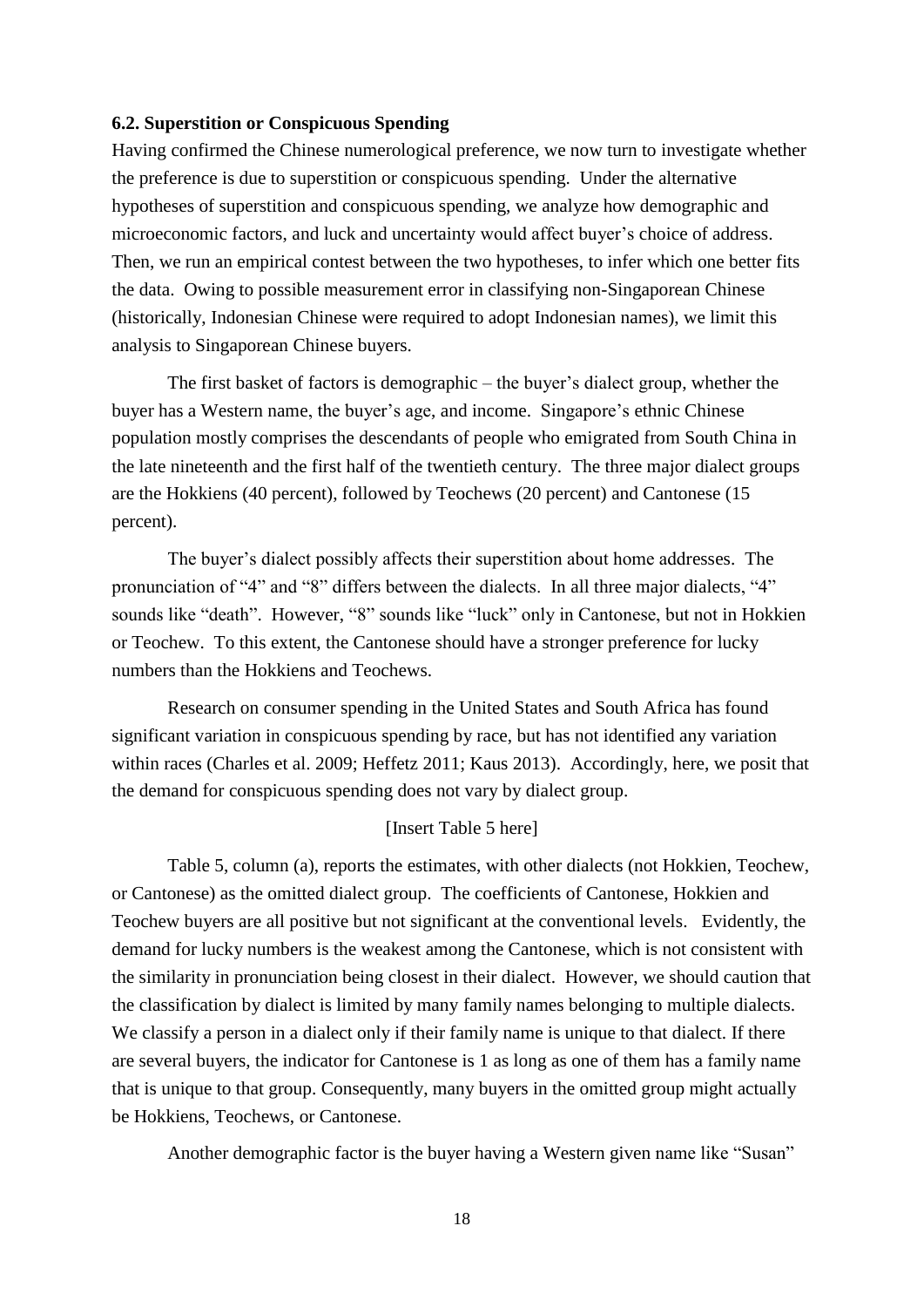### 6.2. Superstition or Conspicuous Spending

Having confirmed the Chinese numerological preference, we now turn to investigate whether the preference is due to superstition or conspicuous spending. Under the alternative hypotheses of superstition and conspicuous spending, we analyze how demographic and microeconomic factors, and luck and uncertainty would affect buyer's choice of address. Then, we run an empirical contest between the two hypotheses, to infer which one better fits the data. Owing to possible measurement error in classifying non-Singaporean Chinese (historically, Indonesian Chinese were required to adopt Indonesian names), we limit this analysis to Singaporean Chinese buyers.

The first basket of factors is demographic – the buyer's dialect group, whether the buyer has a Western name, the buyer's age, and income. Singapore's ethnic Chinese population mostly comprises the descendants of people who emigrated from South China in the late nineteenth and the first half of the twentieth century. The three major dialect groups are the Hokkiens (40 percent), followed by Teochews (20 percent) and Cantonese (15 percent).

The buyer's dialect possibly affects their superstition about home addresses. The pronunciation of "4" and "8" differs between the dialects. In all three major dialects, "4" sounds like "death". However, "8" sounds like "luck" only in Cantonese, but not in Hokkien or Teochew. To this extent, the Cantonese should have a stronger preference for lucky numbers than the Hokkiens and Teochews.

Research on consumer spending in the United States and South Africa has found significant variation in conspicuous spending by race, but has not identified any variation within races (Charles et al. 2009; Heffetz 2011; Kaus 2013). Accordingly, here, we posit that the demand for conspicuous spending does not vary by dialect group.

[Insert Table 5 here]

Table 5, column (a), reports the estimates, with other dialects (not Hokkien, Teochew, or Cantonese) as the omitted dialect group. The coefficients of Cantonese, Hokkien and Teochew buyers are all positive but not significant at the conventional levels. Evidently, the demand for lucky numbers is the weakest among the Cantonese, which is not consistent with the similarity in pronunciation being closest in their dialect. However, we should caution that the classification by dialect is limited by many family names belonging to multiple dialects. We classify a person in a dialect only if their family name is unique to that dialect. If there are several buyers, the indicator for Cantonese is 1 as long as one of them has a family name that is unique to that group. Consequently, many buyers in the omitted group might actually be Hokkiens, Teochews, or Cantonese.

Another demographic factor is the buyer having a Western given name like "Susan"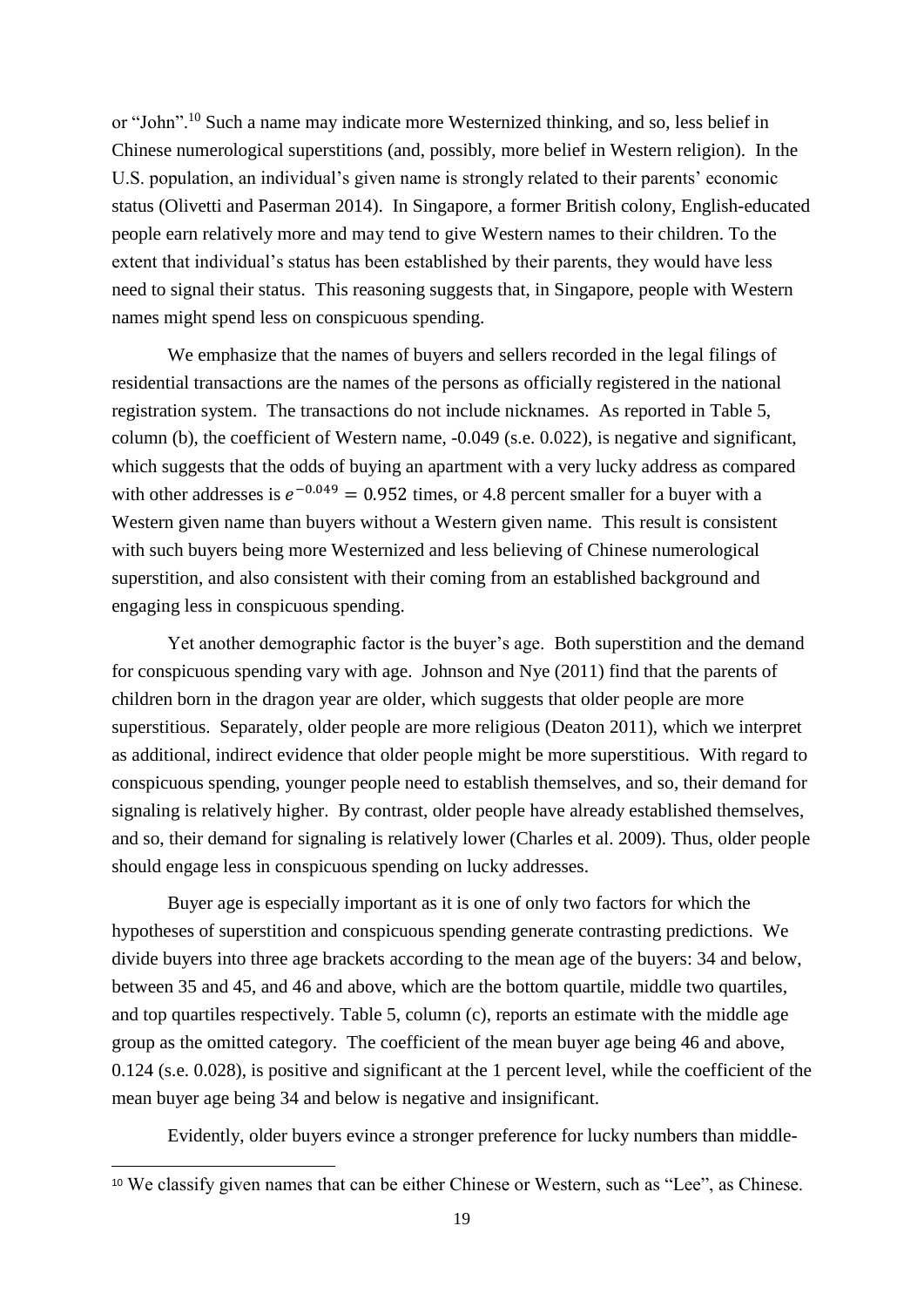or "John".[10] Such a name may indicate more Westernized thinking, and so, less belief in Chinese numerological superstitions (and, possibly, more belief in Western religion). In the U.S. population, an individual's given name is strongly related to their parents' economic status (Olivetti and Paserman 2014). In Singapore, a former British colony, English-educated people earn relatively more and may tend to give Western names to their children. To the extent that individual's status has been established by their parents, they would have less need to signal their status. This reasoning suggests that, in Singapore, people with Western names might spend less on conspicuous spending.

We emphasize that the names of buyers and sellers recorded in the legal filings of residential transactions are the names of the persons as officially registered in the national registration system. The transactions do not include nicknames. As reported in Table 5, column (b), the coefficient of Western name, -0.049 (s.e. 0.022), is negative and significant, which suggests that the odds of buying an apartment with a very lucky address as compared with other addresses is $e^{-0.049} = 0.952$ times, or 4.8 percent smaller for a buyer with a Western given name than buyers without a Western given name. This result is consistent with such buyers being more Westernized and less believing of Chinese numerological superstition, and also consistent with their coming from an established background and engaging less in conspicuous spending.

Yet another demographic factor is the buyer's age. Both superstition and the demand for conspicuous spending vary with age. Johnson and Nye (2011) find that the parents of children born in the dragon year are older, which suggests that older people are more superstitious. Separately, older people are more religious (Deaton 2011), which we interpret as additional, indirect evidence that older people might be more superstitious. With regard to conspicuous spending, younger people need to establish themselves, and so, their demand for signaling is relatively higher. By contrast, older people have already established themselves, and so, their demand for signaling is relatively lower (Charles et al. 2009). Thus, older people should engage less in conspicuous spending on lucky addresses.

Buyer age is especially important as it is one of only two factors for which the hypotheses of superstition and conspicuous spending generate contrasting predictions. We divide buyers into three age brackets according to the mean age of the buyers: 34 and below, between 35 and 45, and 46 and above, which are the bottom quartile, middle two quartiles, and top quartiles respectively. Table 5, column (c), reports an estimate with the middle age group as the omitted category. The coefficient of the mean buyer age being 46 and above, 0.124 (s.e. 0.028), is positive and significant at the 1 percent level, while the coefficient of the mean buyer age being 34 and below is negative and insignificant.

Evidently, older buyers evince a stronger preference for lucky numbers than middle-

[10] We classify given names that can be either Chinese or Western, such as "Lee", as Chinese.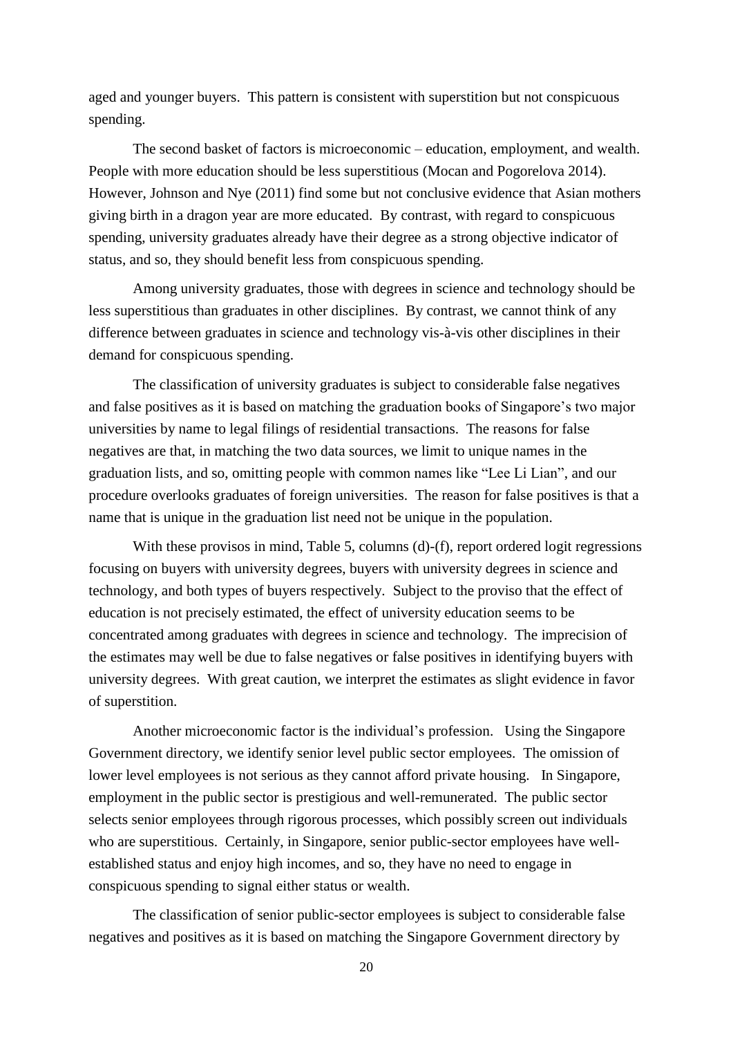aged and younger buyers. This pattern is consistent with superstition but not conspicuous spending.

The second basket of factors is microeconomic – education, employment, and wealth. People with more education should be less superstitious (Mocan and Pogorelova 2014). However, Johnson and Nye (2011) find some but not conclusive evidence that Asian mothers giving birth in a dragon year are more educated. By contrast, with regard to conspicuous spending, university graduates already have their degree as a strong objective indicator of status, and so, they should benefit less from conspicuous spending.

Among university graduates, those with degrees in science and technology should be less superstitious than graduates in other disciplines. By contrast, we cannot think of any difference between graduates in science and technology vis-à-vis other disciplines in their demand for conspicuous spending.

The classification of university graduates is subject to considerable false negatives and false positives as it is based on matching the graduation books of Singapore's two major universities by name to legal filings of residential transactions. The reasons for false negatives are that, in matching the two data sources, we limit to unique names in the graduation lists, and so, omitting people with common names like "Lee Li Lian", and our procedure overlooks graduates of foreign universities. The reason for false positives is that a name that is unique in the graduation list need not be unique in the population.

With these provisos in mind, Table 5, columns (d)-(f), report ordered logit regressions focusing on buyers with university degrees, buyers with university degrees in science and technology, and both types of buyers respectively. Subject to the proviso that the effect of education is not precisely estimated, the effect of university education seems to be concentrated among graduates with degrees in science and technology. The imprecision of the estimates may well be due to false negatives or false positives in identifying buyers with university degrees. With great caution, we interpret the estimates as slight evidence in favor of superstition.

Another microeconomic factor is the individual's profession. Using the Singapore Government directory, we identify senior level public sector employees. The omission of lower level employees is not serious as they cannot afford private housing. In Singapore, employment in the public sector is prestigious and well-remunerated. The public sector selects senior employees through rigorous processes, which possibly screen out individuals who are superstitious. Certainly, in Singapore, senior public-sector employees have well-established status and enjoy high incomes, and so, they have no need to engage in conspicuous spending to signal either status or wealth.

The classification of senior public-sector employees is subject to considerable false negatives and positives as it is based on matching the Singapore Government directory by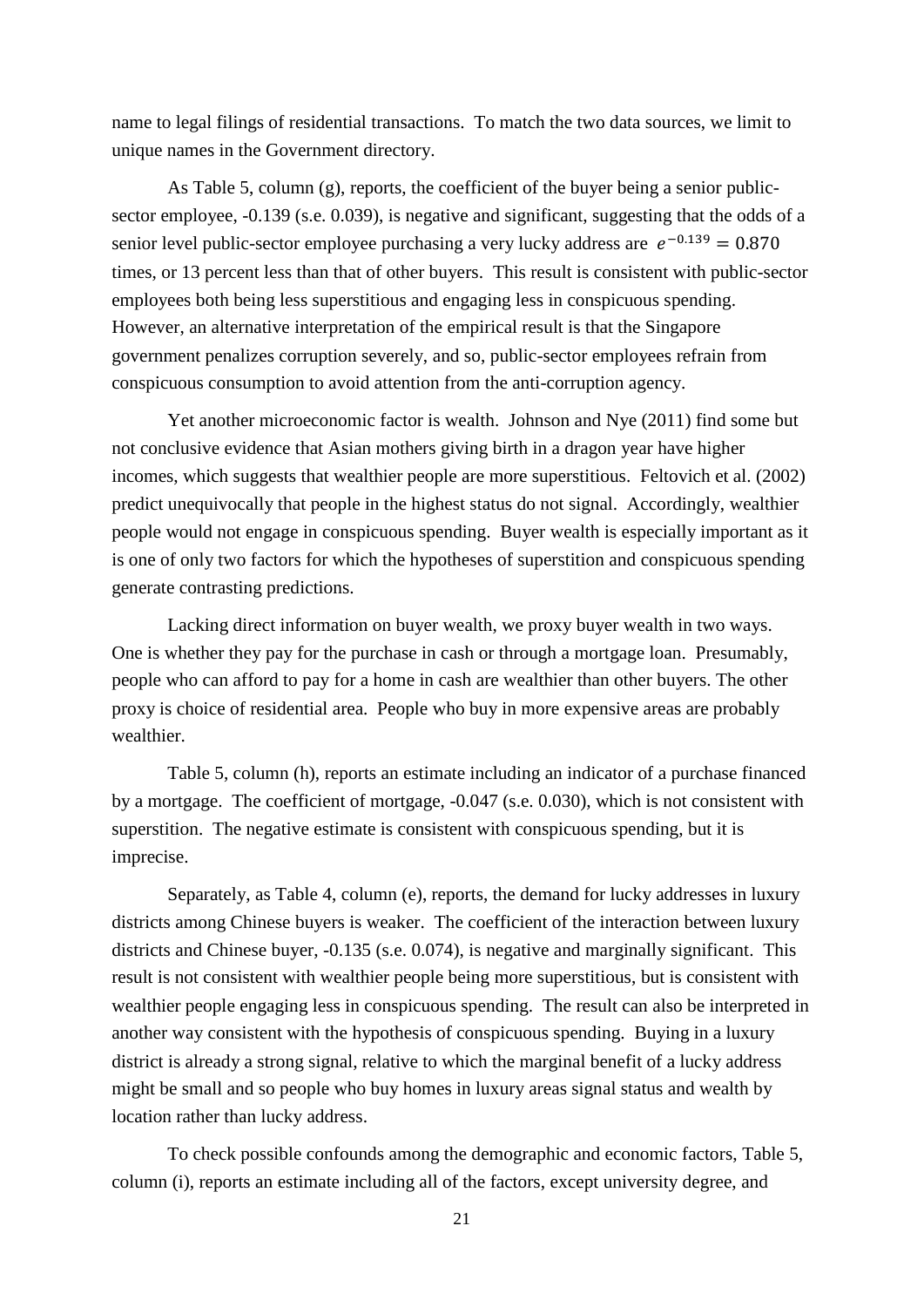name to legal filings of residential transactions. To match the two data sources, we limit to unique names in the Government directory.

As Table 5, column (g), reports, the coefficient of the buyer being a senior public-sector employee, -0.139 (s.e. 0.039), is negative and significant, suggesting that the odds of a senior level public-sector employee purchasing a very lucky address are $e^{-0.139} = 0.870$ times, or 13 percent less than that of other buyers. This result is consistent with public-sector employees both being less superstitious and engaging less in conspicuous spending. However, an alternative interpretation of the empirical result is that the Singapore government penalizes corruption severely, and so, public-sector employees refrain from conspicuous consumption to avoid attention from the anti-corruption agency.

Yet another microeconomic factor is wealth. Johnson and Nye (2011) find some but not conclusive evidence that Asian mothers giving birth in a dragon year have higher incomes, which suggests that wealthier people are more superstitious. Feltovich et al. (2002) predict unequivocally that people in the highest status do not signal. Accordingly, wealthier people would not engage in conspicuous spending. Buyer wealth is especially important as it is one of only two factors for which the hypotheses of superstition and conspicuous spending generate contrasting predictions.

Lacking direct information on buyer wealth, we proxy buyer wealth in two ways. One is whether they pay for the purchase in cash or through a mortgage loan. Presumably, people who can afford to pay for a home in cash are wealthier than other buyers. The other proxy is choice of residential area. People who buy in more expensive areas are probably wealthier.

Table 5, column (h), reports an estimate including an indicator of a purchase financed by a mortgage. The coefficient of mortgage, -0.047 (s.e. 0.030), which is not consistent with superstition. The negative estimate is consistent with conspicuous spending, but it is imprecise.

Separately, as Table 4, column (e), reports, the demand for lucky addresses in luxury districts among Chinese buyers is weaker. The coefficient of the interaction between luxury districts and Chinese buyer, -0.135 (s.e. 0.074), is negative and marginally significant. This result is not consistent with wealthier people being more superstitious, but is consistent with wealthier people engaging less in conspicuous spending. The result can also be interpreted in another way consistent with the hypothesis of conspicuous spending. Buying in a luxury district is already a strong signal, relative to which the marginal benefit of a lucky address might be small and so people who buy homes in luxury areas signal status and wealth by location rather than lucky address.

To check possible confounds among the demographic and economic factors, Table 5, column (i), reports an estimate including all of the factors, except university degree, and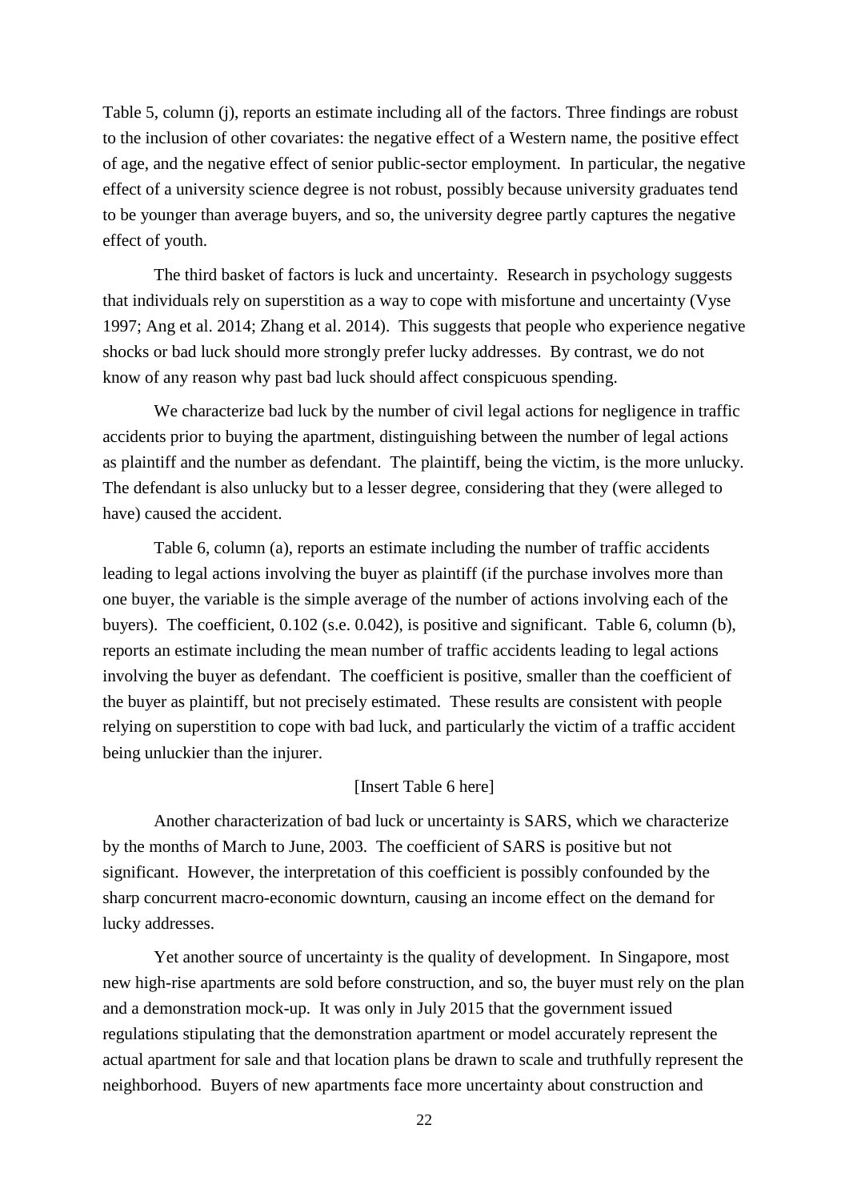Table 5, column (j), reports an estimate including all of the factors. Three findings are robust to the inclusion of other covariates: the negative effect of a Western name, the positive effect of age, and the negative effect of senior public-sector employment. In particular, the negative effect of a university science degree is not robust, possibly because university graduates tend to be younger than average buyers, and so, the university degree partly captures the negative effect of youth.

The third basket of factors is luck and uncertainty. Research in psychology suggests that individuals rely on superstition as a way to cope with misfortune and uncertainty (Vyse 1997; Ang et al. 2014; Zhang et al. 2014). This suggests that people who experience negative shocks or bad luck should more strongly prefer lucky addresses. By contrast, we do not know of any reason why past bad luck should affect conspicuous spending.

We characterize bad luck by the number of civil legal actions for negligence in traffic accidents prior to buying the apartment, distinguishing between the number of legal actions as plaintiff and the number as defendant. The plaintiff, being the victim, is the more unlucky. The defendant is also unlucky but to a lesser degree, considering that they (were alleged to have) caused the accident.

Table 6, column (a), reports an estimate including the number of traffic accidents leading to legal actions involving the buyer as plaintiff (if the purchase involves more than one buyer, the variable is the simple average of the number of actions involving each of the buyers). The coefficient, 0.102 (s.e. 0.042), is positive and significant. Table 6, column (b), reports an estimate including the mean number of traffic accidents leading to legal actions involving the buyer as defendant. The coefficient is positive, smaller than the coefficient of the buyer as plaintiff, but not precisely estimated. These results are consistent with people relying on superstition to cope with bad luck, and particularly the victim of a traffic accident being unluckier than the injurer.

[Insert Table 6 here]

Another characterization of bad luck or uncertainty is SARS, which we characterize by the months of March to June, 2003. The coefficient of SARS is positive but not significant. However, the interpretation of this coefficient is possibly confounded by the sharp concurrent macro-economic downturn, causing an income effect on the demand for lucky addresses.

Yet another source of uncertainty is the quality of development. In Singapore, most new high-rise apartments are sold before construction, and so, the buyer must rely on the plan and a demonstration mock-up. It was only in July 2015 that the government issued regulations stipulating that the demonstration apartment or model accurately represent the actual apartment for sale and that location plans be drawn to scale and truthfully represent the neighborhood. Buyers of new apartments face more uncertainty about construction and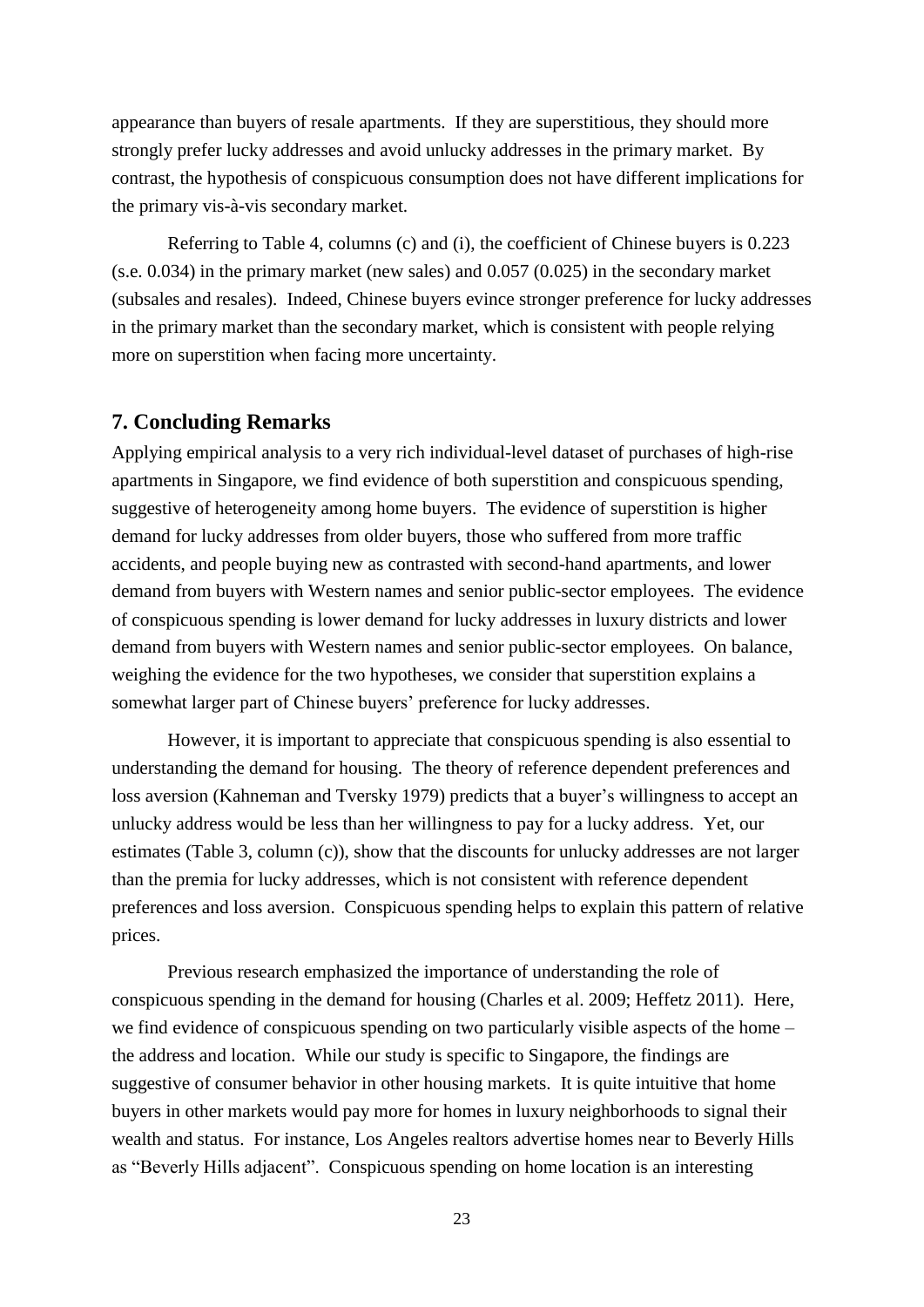appearance than buyers of resale apartments. If they are superstitious, they should more strongly prefer lucky addresses and avoid unlucky addresses in the primary market. By contrast, the hypothesis of conspicuous consumption does not have different implications for the primary vis-à-vis secondary market.

Referring to Table 4, columns (c) and (i), the coefficient of Chinese buyers is 0.223 (s.e. 0.034) in the primary market (new sales) and 0.057 (0.025) in the secondary market (subsales and resales). Indeed, Chinese buyers evince stronger preference for lucky addresses in the primary market than the secondary market, which is consistent with people relying more on superstition when facing more uncertainty.

## 7. Concluding Remarks

Applying empirical analysis to a very rich individual-level dataset of purchases of high-rise apartments in Singapore, we find evidence of both superstition and conspicuous spending, suggestive of heterogeneity among home buyers. The evidence of superstition is higher demand for lucky addresses from older buyers, those who suffered from more traffic accidents, and people buying new as contrasted with second-hand apartments, and lower demand from buyers with Western names and senior public-sector employees. The evidence of conspicuous spending is lower demand for lucky addresses in luxury districts and lower demand from buyers with Western names and senior public-sector employees. On balance, weighing the evidence for the two hypotheses, we consider that superstition explains a somewhat larger part of Chinese buyers' preference for lucky addresses.

However, it is important to appreciate that conspicuous spending is also essential to understanding the demand for housing. The theory of reference dependent preferences and loss aversion (Kahneman and Tversky 1979) predicts that a buyer's willingness to accept an unlucky address would be less than her willingness to pay for a lucky address. Yet, our estimates (Table 3, column (c)), show that the discounts for unlucky addresses are not larger than the premia for lucky addresses, which is not consistent with reference dependent preferences and loss aversion. Conspicuous spending helps to explain this pattern of relative prices.

Previous research emphasized the importance of understanding the role of conspicuous spending in the demand for housing (Charles et al. 2009; Heffetz 2011). Here, we find evidence of conspicuous spending on two particularly visible aspects of the home – the address and location. While our study is specific to Singapore, the findings are suggestive of consumer behavior in other housing markets. It is quite intuitive that home buyers in other markets would pay more for homes in luxury neighborhoods to signal their wealth and status. For instance, Los Angeles realtors advertise homes near to Beverly Hills as "Beverly Hills adjacent". Conspicuous spending on home location is an interesting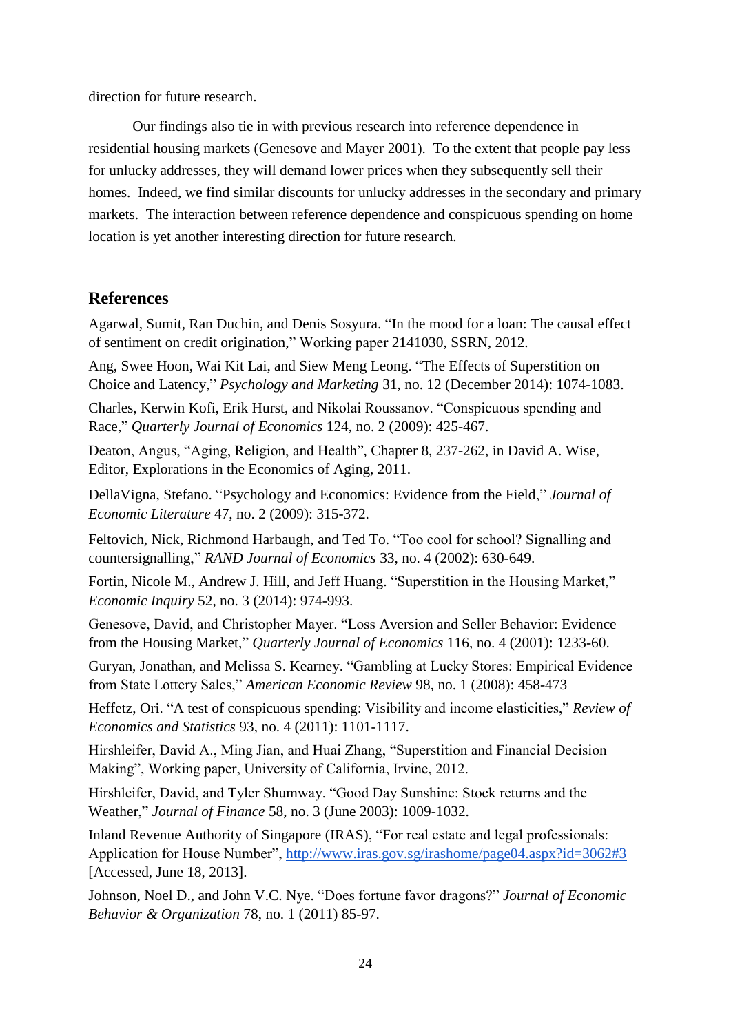direction for future research.

Our findings also tie in with previous research into reference dependence in residential housing markets (Genesove and Mayer 2001). To the extent that people pay less for unlucky addresses, they will demand lower prices when they subsequently sell their homes. Indeed, we find similar discounts for unlucky addresses in the secondary and primary markets. The interaction between reference dependence and conspicuous spending on home location is yet another interesting direction for future research.

## References

Agarwal, Sumit, Ran Duchin, and Denis Sosyura. "In the mood for a loan: The causal effect of sentiment on credit origination," Working paper 2141030, SSRN, 2012.

Ang, Swee Hoon, Wai Kit Lai, and Siew Meng Leong. "The Effects of Superstition on Choice and Latency," *Psychology and Marketing* 31, no. 12 (December 2014): 1074-1083.

Charles, Kerwin Kofi, Erik Hurst, and Nikolai Roussanov. "Conspicuous spending and Race," *Quarterly Journal of Economics* 124, no. 2 (2009): 425-467.

Deaton, Angus, "Aging, Religion, and Health", Chapter 8, 237-262, in David A. Wise, Editor, Explorations in the Economics of Aging, 2011.

DellaVigna, Stefano. "Psychology and Economics: Evidence from the Field," *Journal of Economic Literature* 47, no. 2 (2009): 315-372.

Feltovich, Nick, Richmond Harbaugh, and Ted To. "Too cool for school? Signalling and countersignalling," *RAND Journal of Economics* 33, no. 4 (2002): 630-649.

Fortin, Nicole M., Andrew J. Hill, and Jeff Huang. "Superstition in the Housing Market," *Economic Inquiry* 52, no. 3 (2014): 974-993.

Genesove, David, and Christopher Mayer. "Loss Aversion and Seller Behavior: Evidence from the Housing Market," *Quarterly Journal of Economics* 116, no. 4 (2001): 1233-60.

Guryan, Jonathan, and Melissa S. Kearney. "Gambling at Lucky Stores: Empirical Evidence from State Lottery Sales," *American Economic Review* 98, no. 1 (2008): 458-473

Heffetz, Ori. "A test of conspicuous spending: Visibility and income elasticities," *Review of Economics and Statistics* 93, no. 4 (2011): 1101-1117.

Hirshleifer, David A., Ming Jian, and Huai Zhang, "Superstition and Financial Decision Making", Working paper, University of California, Irvine, 2012.

Hirshleifer, David, and Tyler Shumway. "Good Day Sunshine: Stock returns and the Weather," *Journal of Finance* 58, no. 3 (June 2003): 1009-1032.

Inland Revenue Authority of Singapore (IRAS), "For real estate and legal professionals: Application for House Number", http://www.iras.gov.sg/irashome/page04.aspx?id=3062#3 [Accessed, June 18, 2013].

Johnson, Noel D., and John V.C. Nye. "Does fortune favor dragons?" *Journal of Economic Behavior & Organization* 78, no. 1 (2011) 85-97.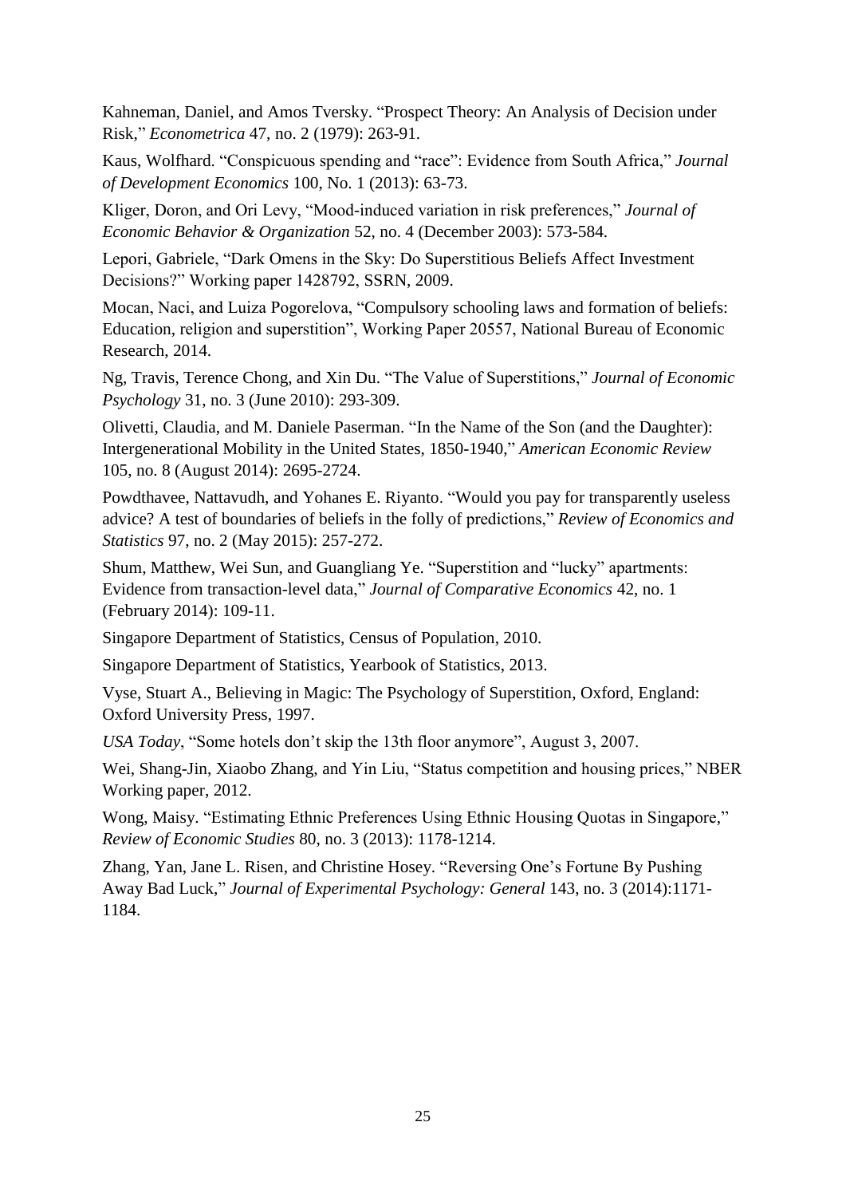Kahneman, Daniel, and Amos Tversky. "Prospect Theory: An Analysis of Decision under Risk," *Econometrica* 47, no. 2 (1979): 263-91.

Kaus, Wolfhard. "Conspicuous spending and "race": Evidence from South Africa," *Journal of Development Economics* 100, No. 1 (2013): 63-73.

Kliger, Doron, and Ori Levy, "Mood-induced variation in risk preferences," *Journal of Economic Behavior & Organization* 52, no. 4 (December 2003): 573-584.

Lepori, Gabriele, "Dark Omens in the Sky: Do Superstitious Beliefs Affect Investment Decisions?" Working paper 1428792, SSRN, 2009.

Mocan, Naci, and Luiza Pogorelova, "Compulsory schooling laws and formation of beliefs: Education, religion and superstition", Working Paper 20557, National Bureau of Economic Research, 2014.

Ng, Travis, Terence Chong, and Xin Du. "The Value of Superstitions," *Journal of Economic Psychology* 31, no. 3 (June 2010): 293-309.

Olivetti, Claudia, and M. Daniele Paserman. "In the Name of the Son (and the Daughter): Intergenerational Mobility in the United States, 1850-1940," *American Economic Review* 105, no. 8 (August 2014): 2695-2724.

Powdthavee, Nattavudh, and Yohanes E. Riyanto. "Would you pay for transparently useless advice? A test of boundaries of beliefs in the folly of predictions," *Review of Economics and Statistics* 97, no. 2 (May 2015): 257-272.

Shum, Matthew, Wei Sun, and Guangliang Ye. "Superstition and "lucky" apartments: Evidence from transaction-level data," *Journal of Comparative Economics* 42, no. 1 (February 2014): 109-11.

Singapore Department of Statistics, Census of Population, 2010.

Singapore Department of Statistics, Yearbook of Statistics, 2013.

Vyse, Stuart A., Believing in Magic: The Psychology of Superstition, Oxford, England: Oxford University Press, 1997.

*USA Today*, "Some hotels don't skip the 13th floor anymore", August 3, 2007.

Wei, Shang-Jin, Xiaobo Zhang, and Yin Liu, "Status competition and housing prices," NBER Working paper, 2012.

Wong, Maisy. "Estimating Ethnic Preferences Using Ethnic Housing Quotas in Singapore," *Review of Economic Studies* 80, no. 3 (2013): 1178-1214.

Zhang, Yan, Jane L. Risen, and Christine Hosey. "Reversing One's Fortune By Pushing Away Bad Luck," *Journal of Experimental Psychology: General* 143, no. 3 (2014):1171-1184.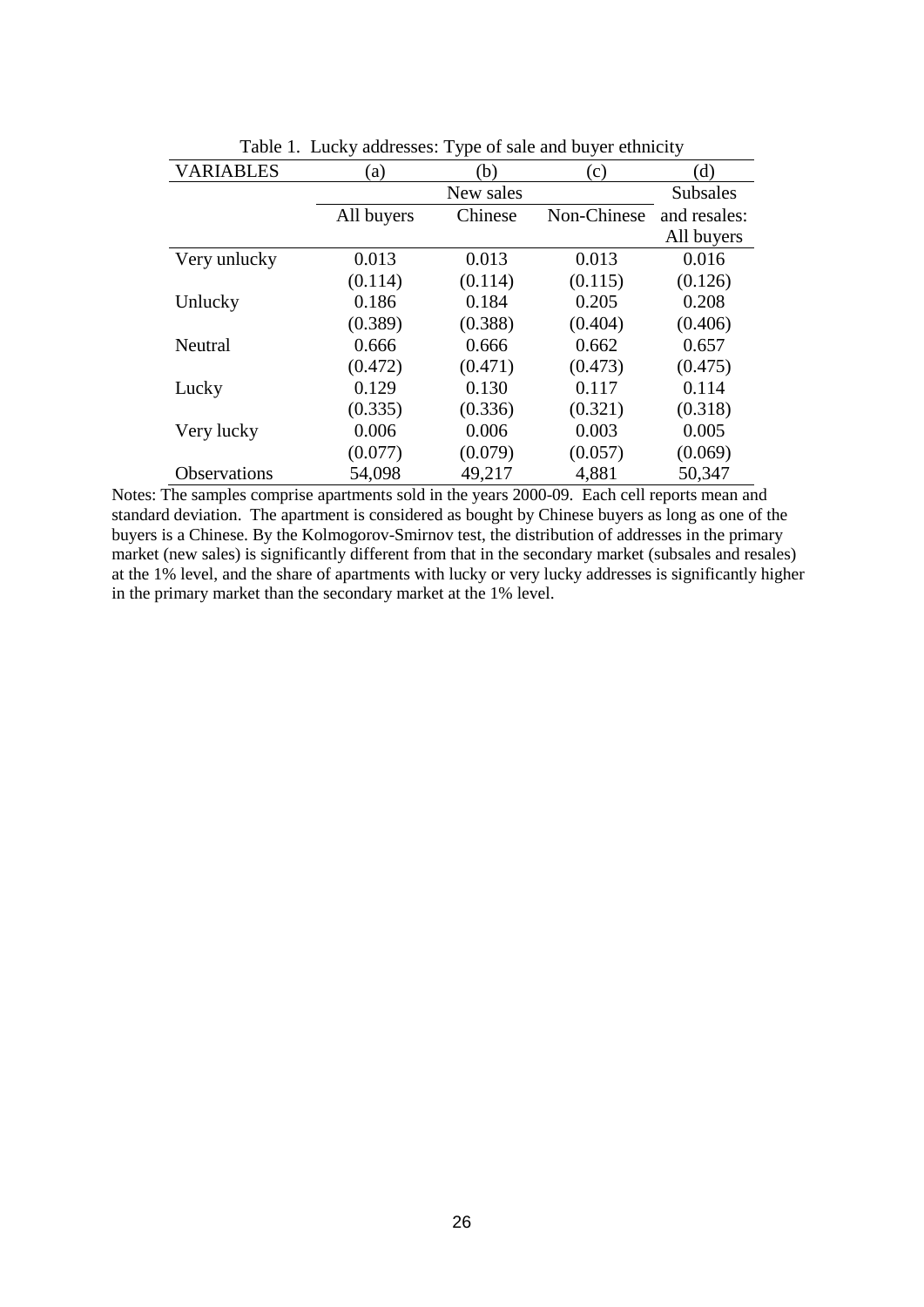Table 1. Lucky addresses: Type of sale and buyer ethnicity

| VARIABLES | (a) | (b) | (c) | (d) |
|---|---|---|---|---|
| | New sales | | | Subsales and resales: |
| | All buyers | Chinese | Non-Chinese | All buyers |
| Very unlucky | 0.013 | 0.013 | 0.013 | 0.016 |
| | (0.114) | (0.114) | (0.115) | (0.126) |
| Unlucky | 0.186 | 0.184 | 0.205 | 0.208 |
| | (0.389) | (0.388) | (0.404) | (0.406) |
| Neutral | 0.666 | 0.666 | 0.662 | 0.657 |
| | (0.472) | (0.471) | (0.473) | (0.475) |
| Lucky | 0.129 | 0.130 | 0.117 | 0.114 |
| | (0.335) | (0.336) | (0.321) | (0.318) |
| Very lucky | 0.006 | 0.006 | 0.003 | 0.005 |
| | (0.077) | (0.079) | (0.057) | (0.069) |
| Observations | 54,098 | 49,217 | 4,881 | 50,347 |

Notes: The samples comprise apartments sold in the years 2000-09. Each cell reports mean and standard deviation. The apartment is considered as bought by Chinese buyers as long as one of the buyers is a Chinese. By the Kolmogorov-Smirnov test, the distribution of addresses in the primary market (new sales) is significantly different from that in the secondary market (subsales and resales) at the 1% level, and the share of apartments with lucky or very lucky addresses is significantly higher in the primary market than the secondary market at the 1% level.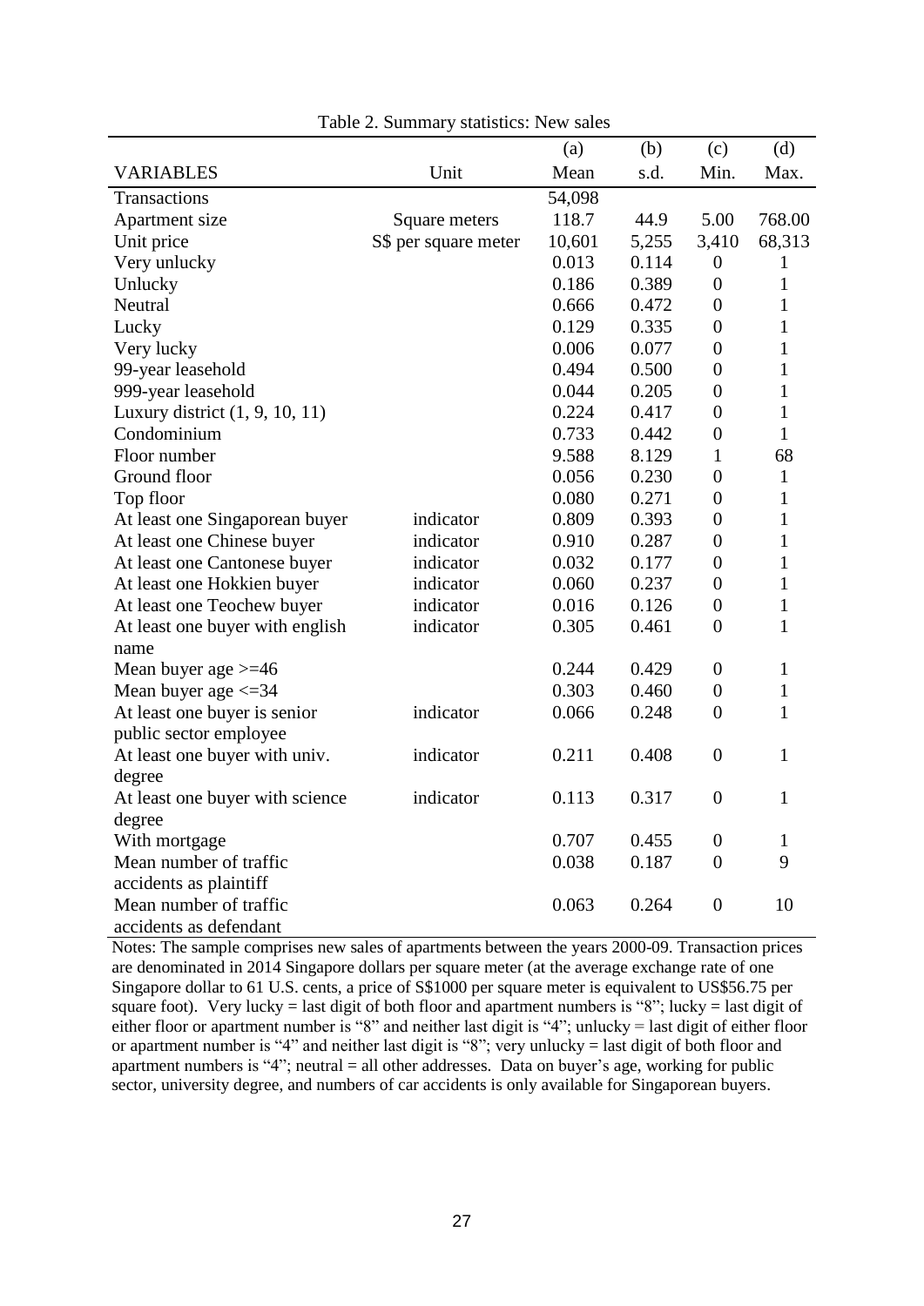Table 2. Summary statistics: New sales

| VARIABLES | Unit | (a) Mean | (b) s.d. | (c) Min. | (d) Max. |
|---|---|---|---|---|---|
| Transactions | | 54,098 | | | |
| Apartment size | Square meters | 118.7 | 44.9 | 5.00 | 768.00 |
| Unit price | S$ per square meter | 10,601 | 5,255 | 3,410 | 68,313 |
| Very unlucky | | 0.013 | 0.114 | 0 | 1 |
| Unlucky | | 0.186 | 0.389 | 0 | 1 |
| Neutral | | 0.666 | 0.472 | 0 | 1 |
| Lucky | | 0.129 | 0.335 | 0 | 1 |
| Very lucky | | 0.006 | 0.077 | 0 | 1 |
| 99-year leasehold | | 0.494 | 0.500 | 0 | 1 |
| 999-year leasehold | | 0.044 | 0.205 | 0 | 1 |
| Luxury district (1, 9, 10, 11) | | 0.224 | 0.417 | 0 | 1 |
| Condominium | | 0.733 | 0.442 | 0 | 1 |
| Floor number | | 9.588 | 8.129 | 1 | 68 |
| Ground floor | | 0.056 | 0.230 | 0 | 1 |
| Top floor | | 0.080 | 0.271 | 0 | 1 |
| At least one Singaporean buyer | indicator | 0.809 | 0.393 | 0 | 1 |
| At least one Chinese buyer | indicator | 0.910 | 0.287 | 0 | 1 |
| At least one Cantonese buyer | indicator | 0.032 | 0.177 | 0 | 1 |
| At least one Hokkien buyer | indicator | 0.060 | 0.237 | 0 | 1 |
| At least one Teochew buyer | indicator | 0.016 | 0.126 | 0 | 1 |
| At least one buyer with english name | indicator | 0.305 | 0.461 | 0 | 1 |
| Mean buyer age >=46 | | 0.244 | 0.429 | 0 | 1 |
| Mean buyer age <=34 | | 0.303 | 0.460 | 0 | 1 |
| At least one buyer is senior public sector employee | indicator | 0.066 | 0.248 | 0 | 1 |
| At least one buyer with univ. degree | indicator | 0.211 | 0.408 | 0 | 1 |
| At least one buyer with science degree | indicator | 0.113 | 0.317 | 0 | 1 |
| With mortgage | | 0.707 | 0.455 | 0 | 1 |
| Mean number of traffic accidents as plaintiff | | 0.038 | 0.187 | 0 | 9 |
| Mean number of traffic accidents as defendant | | 0.063 | 0.264 | 0 | 10 |

Notes: The sample comprises new sales of apartments between the years 2000-09. Transaction prices are denominated in 2014 Singapore dollars per square meter (at the average exchange rate of one Singapore dollar to 61 U.S. cents, a price of S$1000 per square meter is equivalent to US$56.75 per square foot). Very lucky = last digit of both floor and apartment numbers is "8"; lucky = last digit of either floor or apartment number is "8" and neither last digit is "4"; unlucky = last digit of either floor or apartment number is "4" and neither last digit is "8"; very unlucky = last digit of both floor and apartment numbers is "4"; neutral = all other addresses. Data on buyer's age, working for public sector, university degree, and numbers of car accidents is only available for Singaporean buyers.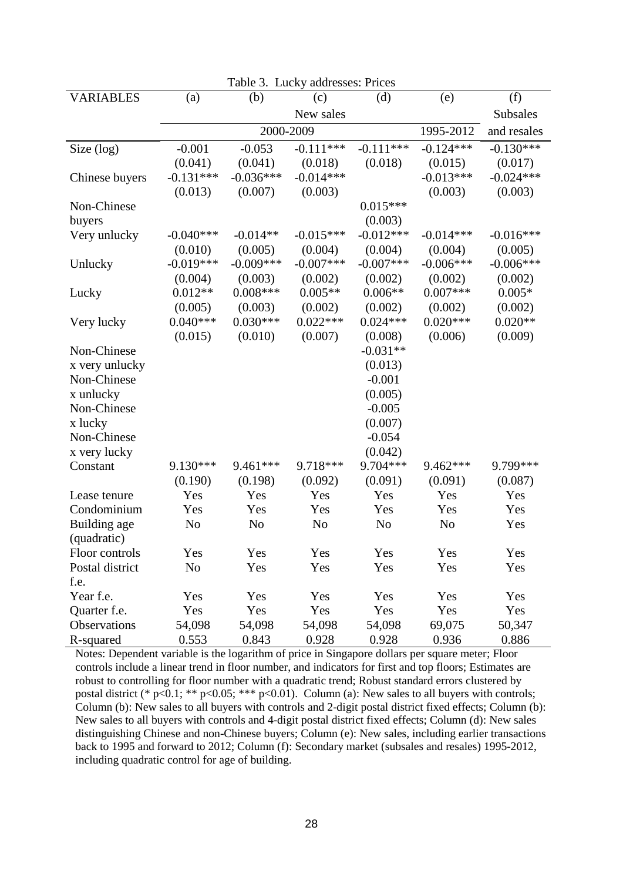Table 3. Lucky addresses: Prices

| VARIABLES | (a) | (b) | (c) | (d) | (e) | (f) |
|---|---|---|---|---|---|---|
| | New sales | | | | | Subsales |
| | 2000-2009 | | | | 1995-2012 | and resales |
| Size (log) | -0.001 | -0.053 | -0.111*** | -0.111*** | -0.124*** | -0.130*** |
| | (0.041) | (0.041) | (0.018) | (0.018) | (0.015) | (0.017) |
| Chinese buyers | -0.131*** | -0.036*** | -0.014*** | | -0.013*** | -0.024*** |
| | (0.013) | (0.007) | (0.003) | | (0.003) | (0.003) |
| Non-Chinese buyers | | | | 0.015*** | | |
| | | | | (0.003) | | |
| Very unlucky | -0.040*** | -0.014** | -0.015*** | -0.012*** | -0.014*** | -0.016*** |
| | (0.010) | (0.005) | (0.004) | (0.004) | (0.004) | (0.005) |
| Unlucky | -0.019*** | -0.009*** | -0.007*** | -0.007*** | -0.006*** | -0.006*** |
| | (0.004) | (0.003) | (0.002) | (0.002) | (0.002) | (0.002) |
| Lucky | 0.012** | 0.008*** | 0.005** | 0.006** | 0.007*** | 0.005* |
| | (0.005) | (0.003) | (0.002) | (0.002) | (0.002) | (0.002) |
| Very lucky | 0.040*** | 0.030*** | 0.022*** | 0.024*** | 0.020*** | 0.020** |
| | (0.015) | (0.010) | (0.007) | (0.008) | (0.006) | (0.009) |
| Non-Chinese x very unlucky | | | | -0.031** | | |
| | | | | (0.013) | | |
| Non-Chinese x unlucky | | | | -0.001 | | |
| | | | | (0.005) | | |
| Non-Chinese x lucky | | | | -0.005 | | |
| | | | | (0.007) | | |
| Non-Chinese x very lucky | | | | -0.054 | | |
| | | | | (0.042) | | |
| Constant | 9.130*** | 9.461*** | 9.718*** | 9.704*** | 9.462*** | 9.799*** |
| | (0.190) | (0.198) | (0.092) | (0.091) | (0.091) | (0.087) |
| Lease tenure | Yes | Yes | Yes | Yes | Yes | Yes |
| Condominium | Yes | Yes | Yes | Yes | Yes | Yes |
| Building age (quadratic) | No | No | No | No | No | Yes |
| Floor controls | Yes | Yes | Yes | Yes | Yes | Yes |
| Postal district f.e. | No | Yes | Yes | Yes | Yes | Yes |
| Year f.e. | Yes | Yes | Yes | Yes | Yes | Yes |
| Quarter f.e. | Yes | Yes | Yes | Yes | Yes | Yes |
| Observations | 54,098 | 54,098 | 54,098 | 54,098 | 69,075 | 50,347 |
| R-squared | 0.553 | 0.843 | 0.928 | 0.928 | 0.936 | 0.886 |

Notes: Dependent variable is the logarithm of price in Singapore dollars per square meter; Floor controls include a linear trend in floor number, and indicators for first and top floors; Estimates are robust to controlling for floor number with a quadratic trend; Robust standard errors clustered by postal district (* p<0.1; ** p<0.05; *** p<0.01). Column (a): New sales to all buyers with controls; Column (b): New sales to all buyers with controls and 2-digit postal district fixed effects; Column (b): New sales to all buyers with controls and 4-digit postal district fixed effects; Column (d): New sales distinguishing Chinese and non-Chinese buyers; Column (e): New sales, including earlier transactions back to 1995 and forward to 2012; Column (f): Secondary market (subsales and resales) 1995-2012, including quadratic control for age of building.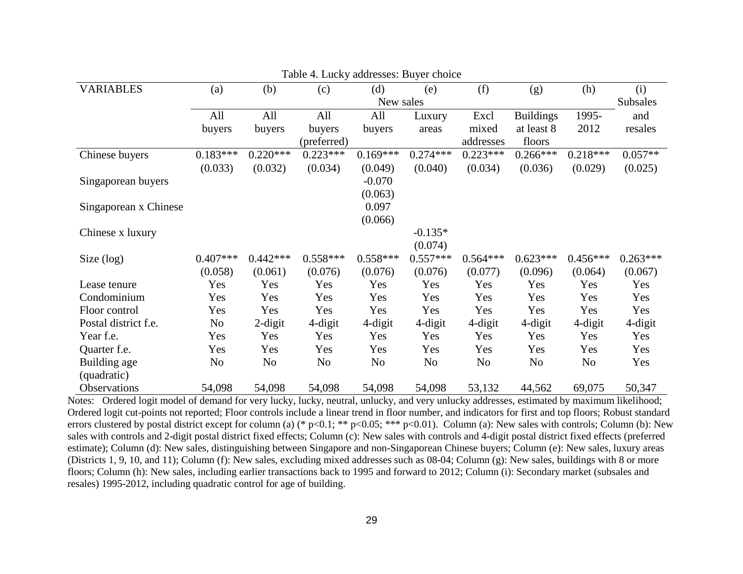Table 4. Lucky addresses: Buyer choice

| VARIABLES | (a) | (b) | (c) | (d) | (e) | (f) | (g) | (h) | (i) |
|---|---|---|---|---|---|---|---|---|---|
| | | | | New sales | | | | | Subsales |
| | All buyers | All buyers | All buyers (preferred) | All buyers | Luxury areas | Excl mixed addresses | Buildings at least 8 floors | 1995-2012 | and resales |
| Chinese buyers | 0.183*** | 0.220*** | 0.223*** | 0.169*** | 0.274*** | 0.223*** | 0.266*** | 0.218*** | 0.057** |
| | (0.033) | (0.032) | (0.034) | (0.049) | (0.040) | (0.034) | (0.036) | (0.029) | (0.025) |
| Singaporean buyers | | | | -0.070 | | | | | |
| | | | | (0.063) | | | | | |
| Singaporean x Chinese | | | | 0.097 | | | | | |
| | | | | (0.066) | | | | | |
| Chinese x luxury | | | | | -0.135* | | | | |
| | | | | | (0.074) | | | | |
| Size (log) | 0.407*** | 0.442*** | 0.558*** | 0.558*** | 0.557*** | 0.564*** | 0.623*** | 0.456*** | 0.263*** |
| | (0.058) | (0.061) | (0.076) | (0.076) | (0.076) | (0.077) | (0.096) | (0.064) | (0.067) |
| Lease tenure | Yes | Yes | Yes | Yes | Yes | Yes | Yes | Yes | Yes |
| Condominium | Yes | Yes | Yes | Yes | Yes | Yes | Yes | Yes | Yes |
| Floor control | Yes | Yes | Yes | Yes | Yes | Yes | Yes | Yes | Yes |
| Postal district f.e. | No | 2-digit | 4-digit | 4-digit | 4-digit | 4-digit | 4-digit | 4-digit | 4-digit |
| Year f.e. | Yes | Yes | Yes | Yes | Yes | Yes | Yes | Yes | Yes |
| Quarter f.e. | Yes | Yes | Yes | Yes | Yes | Yes | Yes | Yes | Yes |
| Building age (quadratic) | No | No | No | No | No | No | No | No | Yes |
| Observations | 54,098 | 54,098 | 54,098 | 54,098 | 54,098 | 53,132 | 44,562 | 69,075 | 50,347 |

Notes: Ordered logit model of demand for very lucky, lucky, neutral, unlucky, and very unlucky addresses, estimated by maximum likelihood; Ordered logit cut-points not reported; Floor controls include a linear trend in floor number, and indicators for first and top floors; Robust standard errors clustered by postal district except for column (a) (* p<0.1; ** p<0.05; *** p<0.01). Column (a): New sales with controls; Column (b): New sales with controls and 2-digit postal district fixed effects; Column (c): New sales with controls and 4-digit postal district fixed effects (preferred estimate); Column (d): New sales, distinguishing between Singapore and non-Singaporean Chinese buyers; Column (e): New sales, luxury areas (Districts 1, 9, 10, and 11); Column (f): New sales, excluding mixed addresses such as 08-04; Column (g): New sales, buildings with 8 or more floors; Column (h): New sales, including earlier transactions back to 1995 and forward to 2012; Column (i): Secondary market (subsales and resales) 1995-2012, including quadratic control for age of building.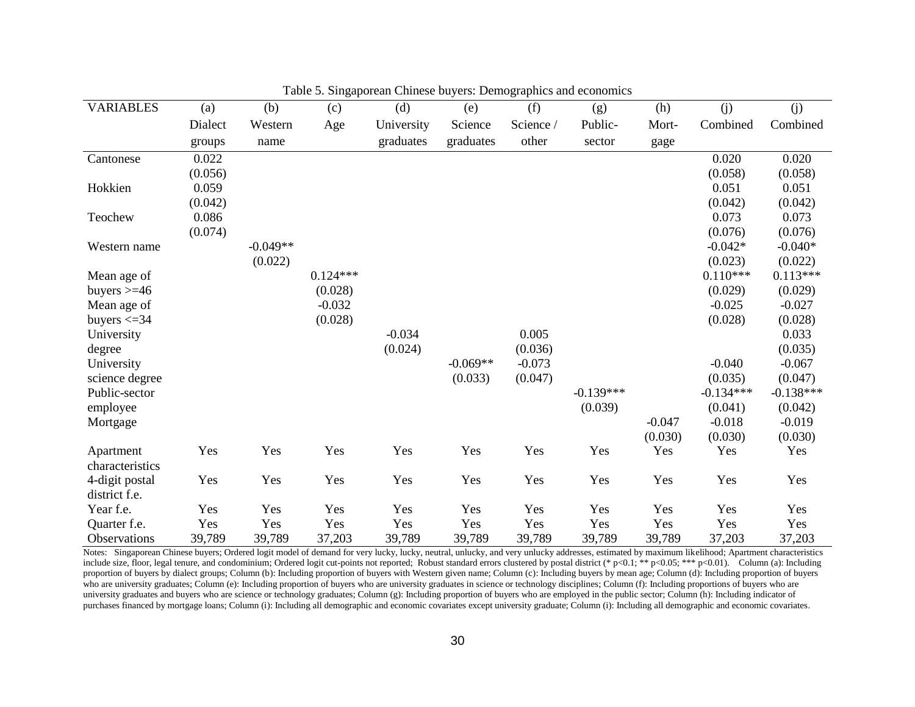Table 5. Singaporean Chinese buyers: Demographics and economics

| VARIABLES | (a) Dialect groups | (b) Western name | (c) Age | (d) University graduates | (e) Science graduates | (f) Science / other | (g) Public-sector | (h) Mort-gage | (j) Combined | (j) Combined |
|---|---|---|---|---|---|---|---|---|---|---|
| Cantonese | 0.022 | | | | | | | | 0.020 | 0.020 |
| | (0.056) | | | | | | | | (0.058) | (0.058) |
| Hokkien | 0.059 | | | | | | | | 0.051 | 0.051 |
| | (0.042) | | | | | | | | (0.042) | (0.042) |
| Teochew | 0.086 | | | | | | | | 0.073 | 0.073 |
| | (0.074) | | | | | | | | (0.076) | (0.076) |
| Western name | | -0.049** | | | | | | | -0.042* | -0.040* |
| | | (0.022) | | | | | | | (0.023) | (0.022) |
| Mean age of buyers >=46 | | | 0.124*** | | | | | | 0.110*** | 0.113*** |
| | | | (0.028) | | | | | | (0.029) | (0.029) |
| Mean age of buyers <=34 | | | -0.032 | | | | | | -0.025 | -0.027 |
| | | | (0.028) | | | | | | (0.028) | (0.028) |
| University degree | | | | -0.034 | | 0.005 | | | | 0.033 |
| | | | | (0.024) | | (0.036) | | | | (0.035) |
| University science degree | | | | | -0.069** | -0.073 | | | -0.040 | -0.067 |
| | | | | | (0.033) | (0.047) | | | (0.035) | (0.047) |
| Public-sector employee | | | | | | | -0.139*** | | -0.134*** | -0.138*** |
| | | | | | | | (0.039) | | (0.041) | (0.042) |
| Mortgage | | | | | | | | -0.047 | -0.018 | -0.019 |
| | | | | | | | | (0.030) | (0.030) | (0.030) |
| Apartment characteristics | Yes | Yes | Yes | Yes | Yes | Yes | Yes | Yes | Yes | Yes |
| 4-digit postal district f.e. | Yes | Yes | Yes | Yes | Yes | Yes | Yes | Yes | Yes | Yes |
| Year f.e. | Yes | Yes | Yes | Yes | Yes | Yes | Yes | Yes | Yes | Yes |
| Quarter f.e. | Yes | Yes | Yes | Yes | Yes | Yes | Yes | Yes | Yes | Yes |
| Observations | 39,789 | 39,789 | 37,203 | 39,789 | 39,789 | 39,789 | 39,789 | 39,789 | 37,203 | 37,203 |

Notes: Singaporean Chinese buyers; Ordered logit model of demand for very lucky, lucky, neutral, unlucky, and very unlucky addresses, estimated by maximum likelihood; Apartment characteristics include size, floor, legal tenure, and condominium; Ordered logit cut-points not reported; Robust standard errors clustered by postal district (* p<0.1; ** p<0.05; *** p<0.01). Column (a): Including proportion of buyers by dialect groups; Column (b): Including proportion of buyers with Western given name; Column (c): Including buyers by mean age; Column (d): Including proportion of buyers who are university graduates; Column (e): Including proportion of buyers who are university graduates in science or technology disciplines; Column (f): Including proportions of buyers who are university graduates and buyers who are science or technology graduates; Column (g): Including proportion of buyers who are employed in the public sector; Column (h): Including indicator of purchases financed by mortgage loans; Column (i): Including all demographic and economic covariates except university graduate; Column (i): Including all demographic and economic covariates.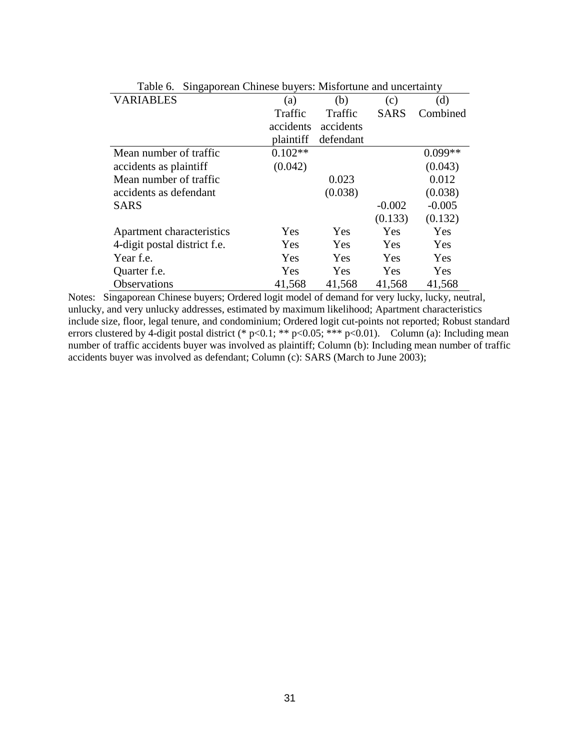Table 6. Singaporean Chinese buyers: Misfortune and uncertainty

| VARIABLES | (a) Traffic accidents plaintiff | (b) Traffic accidents defendant | (c) SARS | (d) Combined |
|---|---|---|---|---|
| Mean number of traffic accidents as plaintiff | 0.102** | | | 0.099** |
| | (0.042) | | | (0.043) |
| Mean number of traffic accidents as defendant | | 0.023 | | 0.012 |
| | | (0.038) | | (0.038) |
| SARS | | | -0.002 | -0.005 |
| | | | (0.133) | (0.132) |
| Apartment characteristics | Yes | Yes | Yes | Yes |
| 4-digit postal district f.e. | Yes | Yes | Yes | Yes |
| Year f.e. | Yes | Yes | Yes | Yes |
| Quarter f.e. | Yes | Yes | Yes | Yes |
| Observations | 41,568 | 41,568 | 41,568 | 41,568 |

Notes: Singaporean Chinese buyers; Ordered logit model of demand for very lucky, lucky, neutral, unlucky, and very unlucky addresses, estimated by maximum likelihood; Apartment characteristics include size, floor, legal tenure, and condominium; Ordered logit cut-points not reported; Robust standard errors clustered by 4-digit postal district (* $p<0.1$; ** $p<0.05$; *** $p<0.01$). Column (a): Including mean number of traffic accidents buyer was involved as plaintiff; Column (b): Including mean number of traffic accidents buyer was involved as defendant; Column (c): SARS (March to June 2003);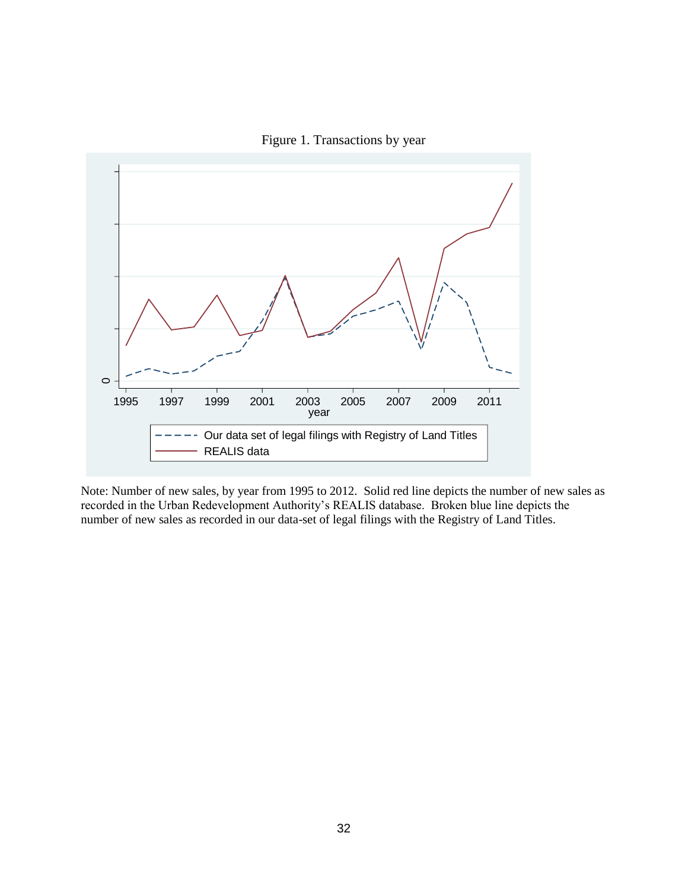Figure 1. Transactions by year

Note: Number of new sales, by year from 1995 to 2012. Solid red line depicts the number of new sales as recorded in the Urban Redevelopment Authority's REALIS database. Broken blue line depicts the number of new sales as recorded in our data-set of legal filings with the Registry of Land Titles.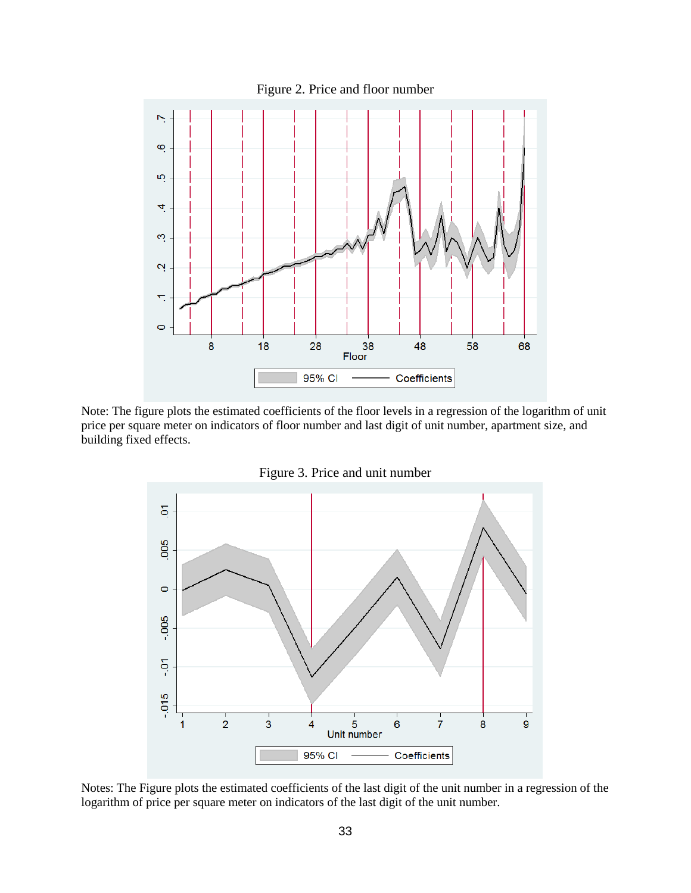Figure 2. Price and floor number

Note: The figure plots the estimated coefficients of the floor levels in a regression of the logarithm of unit price per square meter on indicators of floor number and last digit of unit number, apartment size, and building fixed effects.

Figure 3. Price and unit number

Notes: The Figure plots the estimated coefficients of the last digit of the unit number in a regression of the logarithm of price per square meter on indicators of the last digit of the unit number.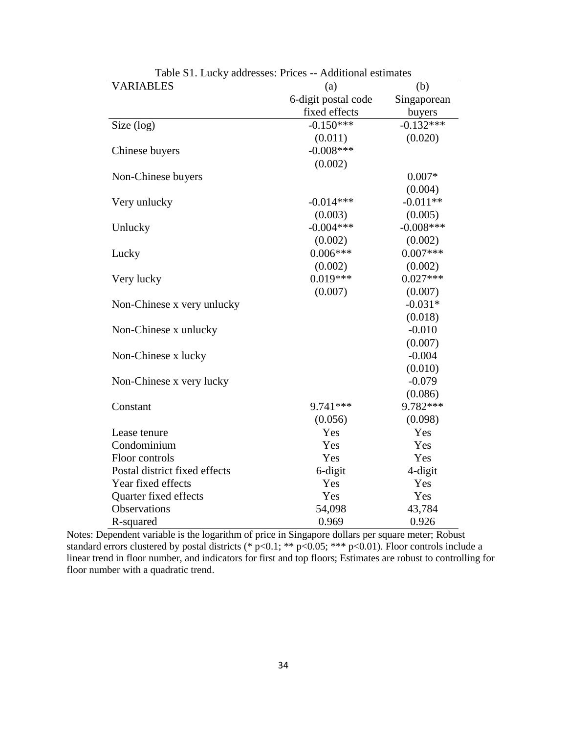Table S1. Lucky addresses: Prices -- Additional estimates

| VARIABLES | (a) 6-digit postal code fixed effects | (b) Singaporean buyers |
|---|---|---|
| Size (log) | -0.150*** | -0.132*** |
| | (0.011) | (0.020) |
| Chinese buyers | -0.008*** | |
| | (0.002) | |
| Non-Chinese buyers | | 0.007* |
| | | (0.004) |
| Very unlucky | -0.014*** | -0.011** |
| | (0.003) | (0.005) |
| Unlucky | -0.004*** | -0.008*** |
| | (0.002) | (0.002) |
| Lucky | 0.006*** | 0.007*** |
| | (0.002) | (0.002) |
| Very lucky | 0.019*** | 0.027*** |
| | (0.007) | (0.007) |
| Non-Chinese x very unlucky | | -0.031* |
| | | (0.018) |
| Non-Chinese x unlucky | | -0.010 |
| | | (0.007) |
| Non-Chinese x lucky | | -0.004 |
| | | (0.010) |
| Non-Chinese x very lucky | | -0.079 |
| | | (0.086) |
| Constant | 9.741*** | 9.782*** |
| | (0.056) | (0.098) |
| Lease tenure | Yes | Yes |
| Condominium | Yes | Yes |
| Floor controls | Yes | Yes |
| Postal district fixed effects | 6-digit | 4-digit |
| Year fixed effects | Yes | Yes |
| Quarter fixed effects | Yes | Yes |
| Observations | 54,098 | 43,784 |
| R-squared | 0.969 | 0.926 |

Notes: Dependent variable is the logarithm of price in Singapore dollars per square meter; Robust standard errors clustered by postal districts (* $p<0.1$; ** $p<0.05$; *** $p<0.01$). Floor controls include a linear trend in floor number, and indicators for first and top floors; Estimates are robust to controlling for floor number with a quadratic trend.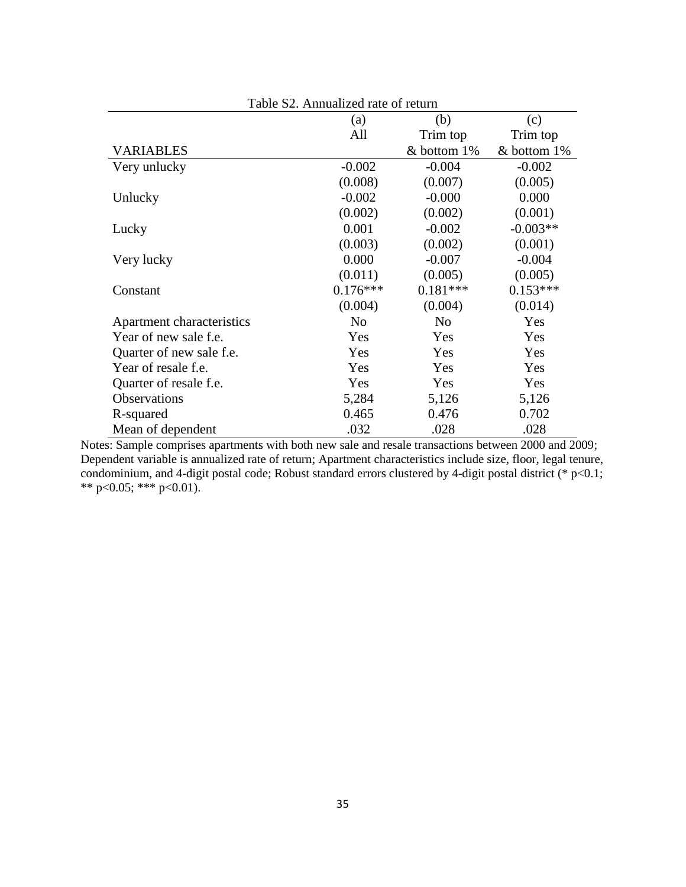Table S2. Annualized rate of return

| VARIABLES | (a)<br>All | (b)<br>Trim top<br>& bottom 1% | (c)<br>Trim top<br>& bottom 1% |
|---|---|---|---|
| Very unlucky | -0.002 | -0.004 | -0.002 |
| | (0.008) | (0.007) | (0.005) |
| Unlucky | -0.002 | -0.000 | 0.000 |
| | (0.002) | (0.002) | (0.001) |
| Lucky | 0.001 | -0.002 | -0.003** |
| | (0.003) | (0.002) | (0.001) |
| Very lucky | 0.000 | -0.007 | -0.004 |
| | (0.011) | (0.005) | (0.005) |
| Constant | 0.176*** | 0.181*** | 0.153*** |
| | (0.004) | (0.004) | (0.014) |
| Apartment characteristics | No | No | Yes |
| Year of new sale f.e. | Yes | Yes | Yes |
| Quarter of new sale f.e. | Yes | Yes | Yes |
| Year of resale f.e. | Yes | Yes | Yes |
| Quarter of resale f.e. | Yes | Yes | Yes |
| Observations | 5,284 | 5,126 | 5,126 |
| R-squared | 0.465 | 0.476 | 0.702 |
| Mean of dependent | .032 | .028 | .028 |

Notes: Sample comprises apartments with both new sale and resale transactions between 2000 and 2009; Dependent variable is annualized rate of return; Apartment characteristics include size, floor, legal tenure, condominium, and 4-digit postal code; Robust standard errors clustered by 4-digit postal district (* $p<0.1$; ** $p<0.05$; *** $p<0.01$).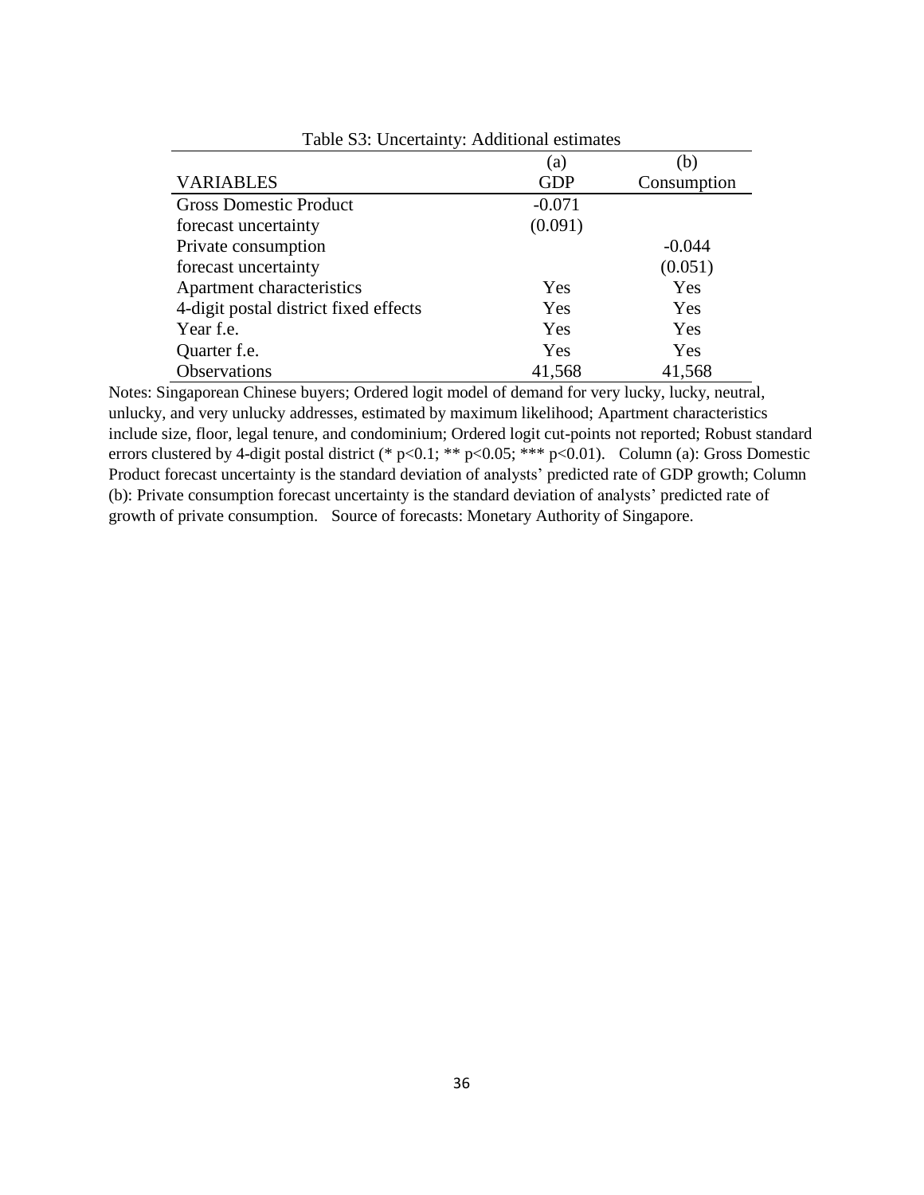Table S3: Uncertainty: Additional estimates

| VARIABLES | (a)<br>GDP | (b)<br>Consumption |
|---|---|---|
| Gross Domestic Product forecast uncertainty | -0.071<br>(0.091) | |
| Private consumption forecast uncertainty | | -0.044<br>(0.051) |
| Apartment characteristics | Yes | Yes |
| 4-digit postal district fixed effects | Yes | Yes |
| Year f.e. | Yes | Yes |
| Quarter f.e. | Yes | Yes |
| Observations | 41,568 | 41,568 |

Notes: Singaporean Chinese buyers; Ordered logit model of demand for very lucky, lucky, neutral, unlucky, and very unlucky addresses, estimated by maximum likelihood; Apartment characteristics include size, floor, legal tenure, and condominium; Ordered logit cut-points not reported; Robust standard errors clustered by 4-digit postal district (* $p<0.1$; ** $p<0.05$; *** $p<0.01$). Column (a): Gross Domestic Product forecast uncertainty is the standard deviation of analysts' predicted rate of GDP growth; Column (b): Private consumption forecast uncertainty is the standard deviation of analysts' predicted rate of growth of private consumption. Source of forecasts: Monetary Authority of Singapore.